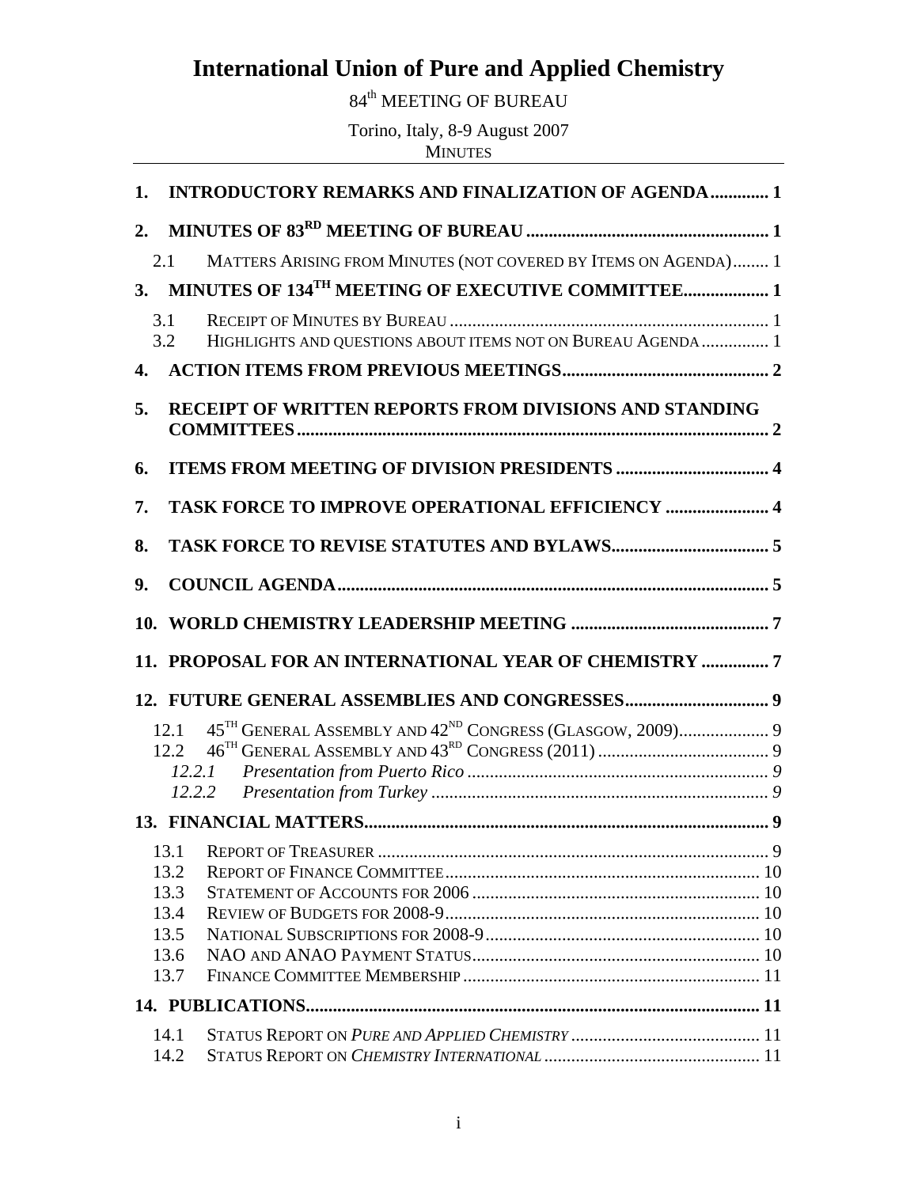# International Union of Pure and Applied Chemistry

84th MEETING OF BUREAU

Torino, Italy, 8-9 August 2007

MINUTES

1. INTRODUCTORY REMARKS AND FINALIZATION OF AGENDA ............. 1
2. MINUTES OF 83RD MEETING OF BUREAU ............. 1
   - 2.1 MATTERS ARISING FROM MINUTES (NOT COVERED BY ITEMS ON AGENDA) ........ 1
3. MINUTES OF 134TH MEETING OF EXECUTIVE COMMITTEE ............. 1
   - 3.1 RECEIPT OF MINUTES BY BUREAU ............. 1
   - 3.2 HIGHLIGHTS AND QUESTIONS ABOUT ITEMS NOT ON BUREAU AGENDA ............. 1
4. ACTION ITEMS FROM PREVIOUS MEETINGS ............. 2
5. RECEIPT OF WRITTEN REPORTS FROM DIVISIONS AND STANDING COMMITTEES ............. 2
6. ITEMS FROM MEETING OF DIVISION PRESIDENTS ............. 4
7. TASK FORCE TO IMPROVE OPERATIONAL EFFICIENCY ............. 4
8. TASK FORCE TO REVISE STATUTES AND BYLAWS ............. 5
9. COUNCIL AGENDA ............. 5
10. WORLD CHEMISTRY LEADERSHIP MEETING ............. 7
11. PROPOSAL FOR AN INTERNATIONAL YEAR OF CHEMISTRY ............. 7
12. FUTURE GENERAL ASSEMBLIES AND CONGRESSES ............. 9
    - 12.1 45TH GENERAL ASSEMBLY AND 42ND CONGRESS (GLASGOW, 2009) ............. 9
    - 12.2 46TH GENERAL ASSEMBLY AND 43RD CONGRESS (2011) ............. 9
      - *12.2.1 Presentation from Puerto Rico ............. 9*
      - *12.2.2 Presentation from Turkey ............. 9*
13. FINANCIAL MATTERS ............. 9
    - 13.1 REPORT OF TREASURER ............. 9
    - 13.2 REPORT OF FINANCE COMMITTEE ............. 10
    - 13.3 STATEMENT OF ACCOUNTS FOR 2006 ............. 10
    - 13.4 REVIEW OF BUDGETS FOR 2008-9 ............. 10
    - 13.5 NATIONAL SUBSCRIPTIONS FOR 2008-9 ............. 10
    - 13.6 NAO AND ANAO PAYMENT STATUS ............. 10
    - 13.7 FINANCE COMMITTEE MEMBERSHIP ............. 11
14. PUBLICATIONS ............. 11
    - 14.1 STATUS REPORT ON *PURE AND APPLIED CHEMISTRY* ............. 11
    - 14.2 STATUS REPORT ON *CHEMISTRY INTERNATIONAL* ............. 11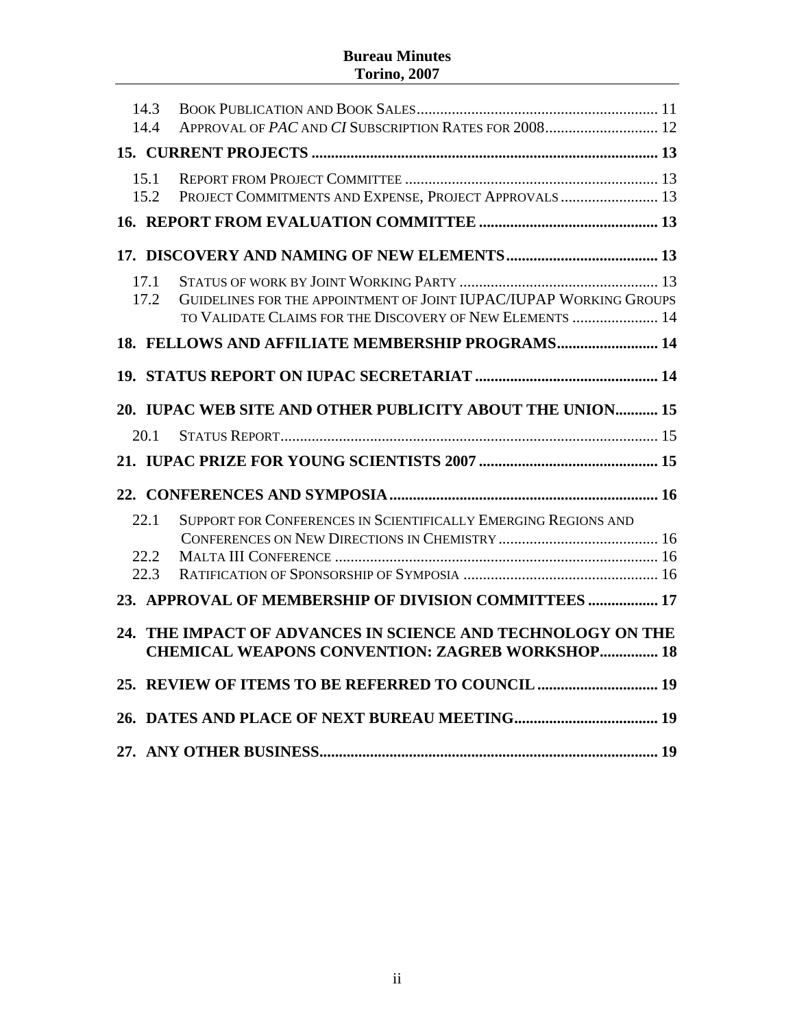14.3 BOOK PUBLICATION AND BOOK SALES ........ 11
14.4 APPROVAL OF *PAC* AND *CI* SUBSCRIPTION RATES FOR 2008 ........ 12

**15. CURRENT PROJECTS ........ 13**

15.1 REPORT FROM PROJECT COMMITTEE ........ 13
15.2 PROJECT COMMITMENTS AND EXPENSE, PROJECT APPROVALS ........ 13

**16. REPORT FROM EVALUATION COMMITTEE ........ 13**

**17. DISCOVERY AND NAMING OF NEW ELEMENTS ........ 13**

17.1 STATUS OF WORK BY JOINT WORKING PARTY ........ 13
17.2 GUIDELINES FOR THE APPOINTMENT OF JOINT IUPAC/IUPAP WORKING GROUPS TO VALIDATE CLAIMS FOR THE DISCOVERY OF NEW ELEMENTS ........ 14

**18. FELLOWS AND AFFILIATE MEMBERSHIP PROGRAMS ........ 14**

**19. STATUS REPORT ON IUPAC SECRETARIAT ........ 14**

**20. IUPAC WEB SITE AND OTHER PUBLICITY ABOUT THE UNION ........ 15**

20.1 STATUS REPORT ........ 15

**21. IUPAC PRIZE FOR YOUNG SCIENTISTS 2007 ........ 15**

**22. CONFERENCES AND SYMPOSIA ........ 16**

22.1 SUPPORT FOR CONFERENCES IN SCIENTIFICALLY EMERGING REGIONS AND CONFERENCES ON NEW DIRECTIONS IN CHEMISTRY ........ 16
22.2 MALTA III CONFERENCE ........ 16
22.3 RATIFICATION OF SPONSORSHIP OF SYMPOSIA ........ 16

**23. APPROVAL OF MEMBERSHIP OF DIVISION COMMITTEES ........ 17**

**24. THE IMPACT OF ADVANCES IN SCIENCE AND TECHNOLOGY ON THE CHEMICAL WEAPONS CONVENTION: ZAGREB WORKSHOP ........ 18**

**25. REVIEW OF ITEMS TO BE REFERRED TO COUNCIL ........ 19**

**26. DATES AND PLACE OF NEXT BUREAU MEETING ........ 19**

**27. ANY OTHER BUSINESS ........ 19**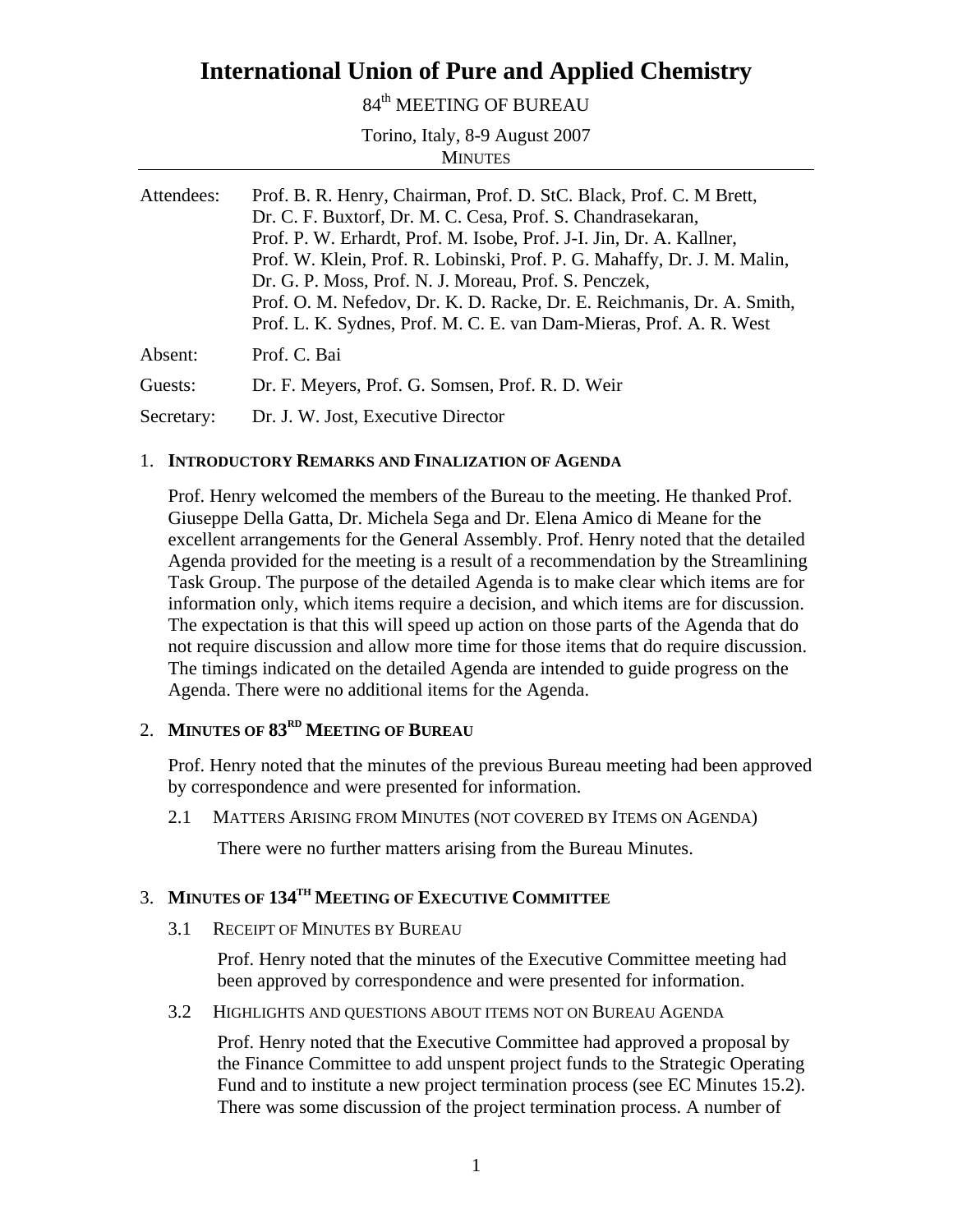# International Union of Pure and Applied Chemistry

84th MEETING OF BUREAU

Torino, Italy, 8-9 August 2007

MINUTES

| | |
|---|---|
| Attendees: | Prof. B. R. Henry, Chairman, Prof. D. StC. Black, Prof. C. M Brett, Dr. C. F. Buxtorf, Dr. M. C. Cesa, Prof. S. Chandrasekaran, Prof. P. W. Erhardt, Prof. M. Isobe, Prof. J-I. Jin, Dr. A. Kallner, Prof. W. Klein, Prof. R. Lobinski, Prof. P. G. Mahaffy, Dr. J. M. Malin, Dr. G. P. Moss, Prof. N. J. Moreau, Prof. S. Penczek, Prof. O. M. Nefedov, Dr. K. D. Racke, Dr. E. Reichmanis, Dr. A. Smith, Prof. L. K. Sydnes, Prof. M. C. E. van Dam-Mieras, Prof. A. R. West |
| Absent: | Prof. C. Bai |
| Guests: | Dr. F. Meyers, Prof. G. Somsen, Prof. R. D. Weir |
| Secretary: | Dr. J. W. Jost, Executive Director |

## 1. INTRODUCTORY REMARKS AND FINALIZATION OF AGENDA

Prof. Henry welcomed the members of the Bureau to the meeting. He thanked Prof. Giuseppe Della Gatta, Dr. Michela Sega and Dr. Elena Amico di Meane for the excellent arrangements for the General Assembly. Prof. Henry noted that the detailed Agenda provided for the meeting is a result of a recommendation by the Streamlining Task Group. The purpose of the detailed Agenda is to make clear which items are for information only, which items require a decision, and which items are for discussion. The expectation is that this will speed up action on those parts of the Agenda that do not require discussion and allow more time for those items that do require discussion. The timings indicated on the detailed Agenda are intended to guide progress on the Agenda. There were no additional items for the Agenda.

## 2. MINUTES OF 83RD MEETING OF BUREAU

Prof. Henry noted that the minutes of the previous Bureau meeting had been approved by correspondence and were presented for information.

### 2.1 MATTERS ARISING FROM MINUTES (NOT COVERED BY ITEMS ON AGENDA)

There were no further matters arising from the Bureau Minutes.

## 3. MINUTES OF 134TH MEETING OF EXECUTIVE COMMITTEE

### 3.1 RECEIPT OF MINUTES BY BUREAU

Prof. Henry noted that the minutes of the Executive Committee meeting had been approved by correspondence and were presented for information.

### 3.2 HIGHLIGHTS AND QUESTIONS ABOUT ITEMS NOT ON BUREAU AGENDA

Prof. Henry noted that the Executive Committee had approved a proposal by the Finance Committee to add unspent project funds to the Strategic Operating Fund and to institute a new project termination process (see EC Minutes 15.2). There was some discussion of the project termination process. A number of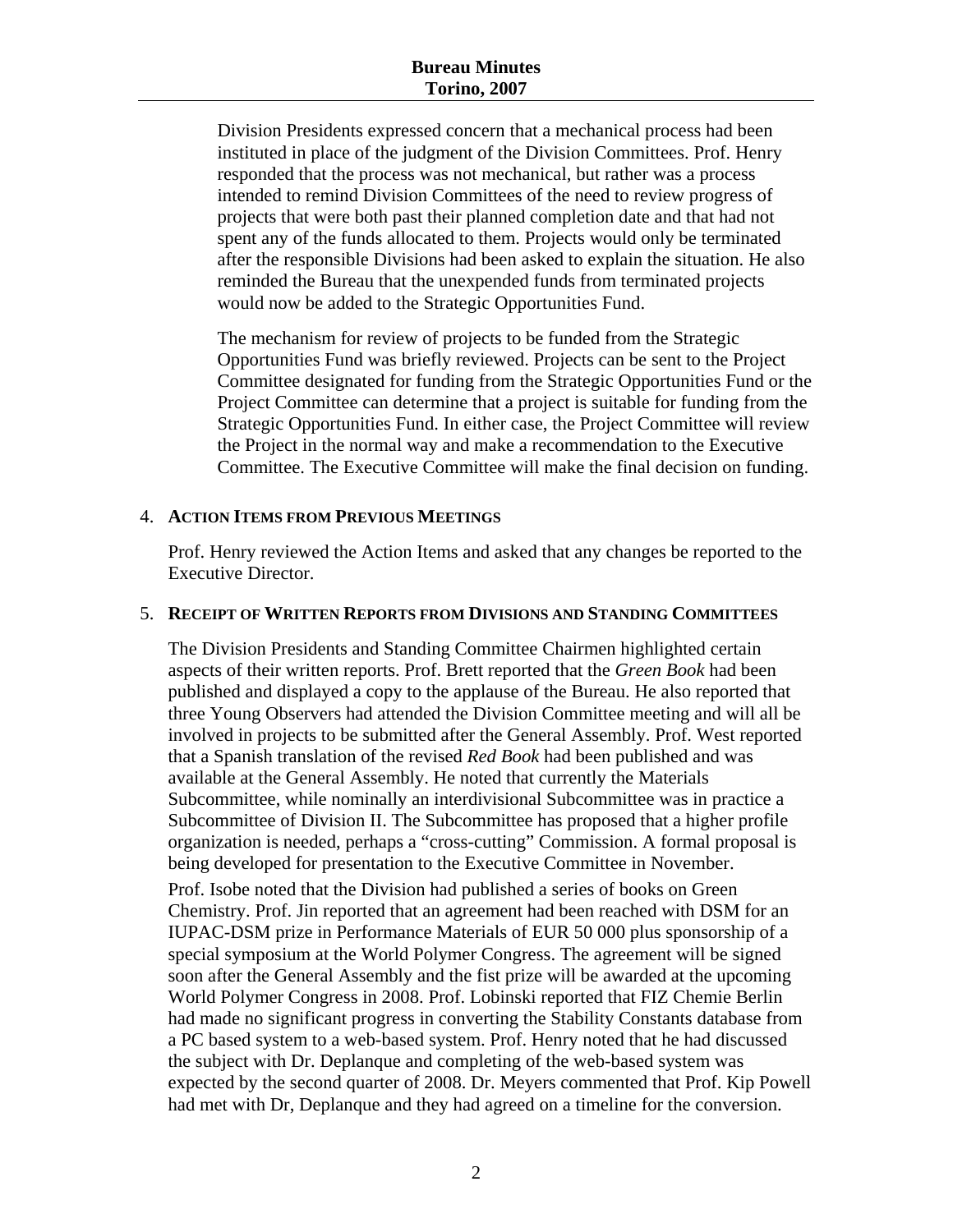Division Presidents expressed concern that a mechanical process had been instituted in place of the judgment of the Division Committees. Prof. Henry responded that the process was not mechanical, but rather was a process intended to remind Division Committees of the need to review progress of projects that were both past their planned completion date and that had not spent any of the funds allocated to them. Projects would only be terminated after the responsible Divisions had been asked to explain the situation. He also reminded the Bureau that the unexpended funds from terminated projects would now be added to the Strategic Opportunities Fund.

The mechanism for review of projects to be funded from the Strategic Opportunities Fund was briefly reviewed. Projects can be sent to the Project Committee designated for funding from the Strategic Opportunities Fund or the Project Committee can determine that a project is suitable for funding from the Strategic Opportunities Fund. In either case, the Project Committee will review the Project in the normal way and make a recommendation to the Executive Committee. The Executive Committee will make the final decision on funding.

4. **ACTION ITEMS FROM PREVIOUS MEETINGS**

Prof. Henry reviewed the Action Items and asked that any changes be reported to the Executive Director.

5. **RECEIPT OF WRITTEN REPORTS FROM DIVISIONS AND STANDING COMMITTEES**

The Division Presidents and Standing Committee Chairmen highlighted certain aspects of their written reports. Prof. Brett reported that the *Green Book* had been published and displayed a copy to the applause of the Bureau. He also reported that three Young Observers had attended the Division Committee meeting and will all be involved in projects to be submitted after the General Assembly. Prof. West reported that a Spanish translation of the revised *Red Book* had been published and was available at the General Assembly. He noted that currently the Materials Subcommittee, while nominally an interdivisional Subcommittee was in practice a Subcommittee of Division II. The Subcommittee has proposed that a higher profile organization is needed, perhaps a "cross-cutting" Commission. A formal proposal is being developed for presentation to the Executive Committee in November.

Prof. Isobe noted that the Division had published a series of books on Green Chemistry. Prof. Jin reported that an agreement had been reached with DSM for an IUPAC-DSM prize in Performance Materials of EUR 50 000 plus sponsorship of a special symposium at the World Polymer Congress. The agreement will be signed soon after the General Assembly and the fist prize will be awarded at the upcoming World Polymer Congress in 2008. Prof. Lobinski reported that FIZ Chemie Berlin had made no significant progress in converting the Stability Constants database from a PC based system to a web-based system. Prof. Henry noted that he had discussed the subject with Dr. Deplanque and completing of the web-based system was expected by the second quarter of 2008. Dr. Meyers commented that Prof. Kip Powell had met with Dr, Deplanque and they had agreed on a timeline for the conversion.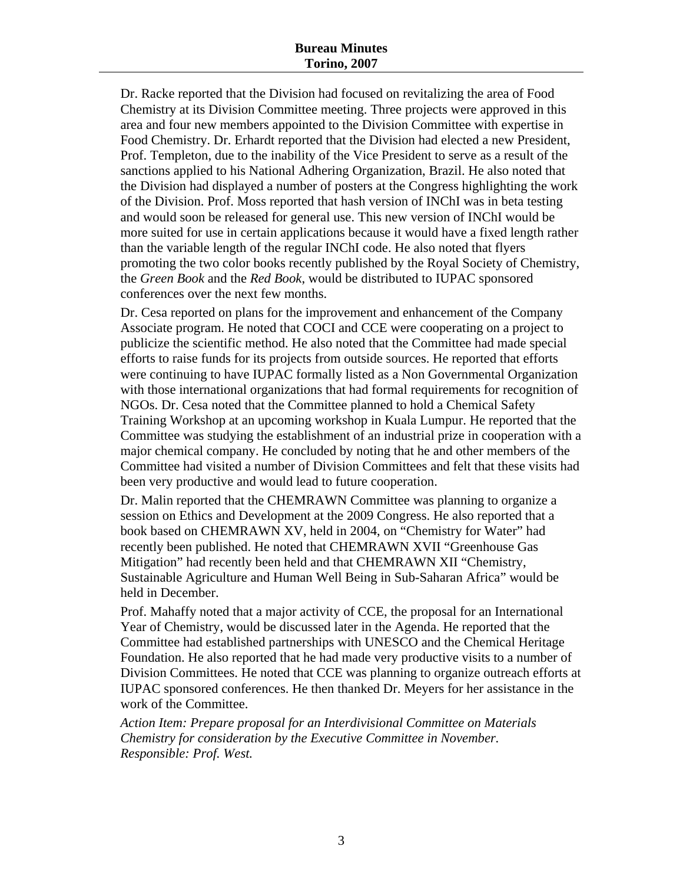Dr. Racke reported that the Division had focused on revitalizing the area of Food Chemistry at its Division Committee meeting. Three projects were approved in this area and four new members appointed to the Division Committee with expertise in Food Chemistry. Dr. Erhardt reported that the Division had elected a new President, Prof. Templeton, due to the inability of the Vice President to serve as a result of the sanctions applied to his National Adhering Organization, Brazil. He also noted that the Division had displayed a number of posters at the Congress highlighting the work of the Division. Prof. Moss reported that hash version of INChI was in beta testing and would soon be released for general use. This new version of INChI would be more suited for use in certain applications because it would have a fixed length rather than the variable length of the regular INChI code. He also noted that flyers promoting the two color books recently published by the Royal Society of Chemistry, the *Green Book* and the *Red Book*, would be distributed to IUPAC sponsored conferences over the next few months.

Dr. Cesa reported on plans for the improvement and enhancement of the Company Associate program. He noted that COCI and CCE were cooperating on a project to publicize the scientific method. He also noted that the Committee had made special efforts to raise funds for its projects from outside sources. He reported that efforts were continuing to have IUPAC formally listed as a Non Governmental Organization with those international organizations that had formal requirements for recognition of NGOs. Dr. Cesa noted that the Committee planned to hold a Chemical Safety Training Workshop at an upcoming workshop in Kuala Lumpur. He reported that the Committee was studying the establishment of an industrial prize in cooperation with a major chemical company. He concluded by noting that he and other members of the Committee had visited a number of Division Committees and felt that these visits had been very productive and would lead to future cooperation.

Dr. Malin reported that the CHEMRAWN Committee was planning to organize a session on Ethics and Development at the 2009 Congress. He also reported that a book based on CHEMRAWN XV, held in 2004, on "Chemistry for Water" had recently been published. He noted that CHEMRAWN XVII "Greenhouse Gas Mitigation" had recently been held and that CHEMRAWN XII "Chemistry, Sustainable Agriculture and Human Well Being in Sub-Saharan Africa" would be held in December.

Prof. Mahaffy noted that a major activity of CCE, the proposal for an International Year of Chemistry, would be discussed later in the Agenda. He reported that the Committee had established partnerships with UNESCO and the Chemical Heritage Foundation. He also reported that he had made very productive visits to a number of Division Committees. He noted that CCE was planning to organize outreach efforts at IUPAC sponsored conferences. He then thanked Dr. Meyers for her assistance in the work of the Committee.

*Action Item: Prepare proposal for an Interdivisional Committee on Materials Chemistry for consideration by the Executive Committee in November.*
*Responsible: Prof. West.*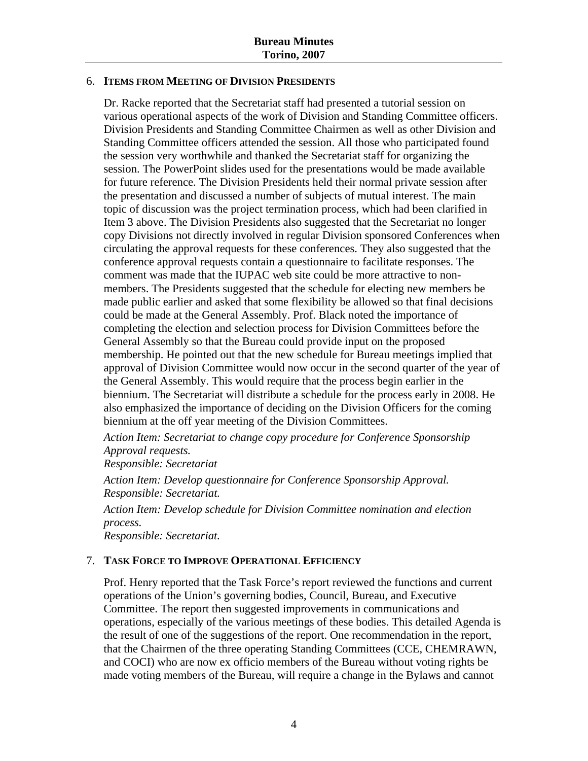## 6. ITEMS FROM MEETING OF DIVISION PRESIDENTS

Dr. Racke reported that the Secretariat staff had presented a tutorial session on various operational aspects of the work of Division and Standing Committee officers. Division Presidents and Standing Committee Chairmen as well as other Division and Standing Committee officers attended the session. All those who participated found the session very worthwhile and thanked the Secretariat staff for organizing the session. The PowerPoint slides used for the presentations would be made available for future reference. The Division Presidents held their normal private session after the presentation and discussed a number of subjects of mutual interest. The main topic of discussion was the project termination process, which had been clarified in Item 3 above. The Division Presidents also suggested that the Secretariat no longer copy Divisions not directly involved in regular Division sponsored Conferences when circulating the approval requests for these conferences. They also suggested that the conference approval requests contain a questionnaire to facilitate responses. The comment was made that the IUPAC web site could be more attractive to non-members. The Presidents suggested that the schedule for electing new members be made public earlier and asked that some flexibility be allowed so that final decisions could be made at the General Assembly. Prof. Black noted the importance of completing the election and selection process for Division Committees before the General Assembly so that the Bureau could provide input on the proposed membership. He pointed out that the new schedule for Bureau meetings implied that approval of Division Committee would now occur in the second quarter of the year of the General Assembly. This would require that the process begin earlier in the biennium. The Secretariat will distribute a schedule for the process early in 2008. He also emphasized the importance of deciding on the Division Officers for the coming biennium at the off year meeting of the Division Committees.

*Action Item: Secretariat to change copy procedure for Conference Sponsorship Approval requests.*
*Responsible: Secretariat*

*Action Item: Develop questionnaire for Conference Sponsorship Approval.*
*Responsible: Secretariat.*

*Action Item: Develop schedule for Division Committee nomination and election process.*
*Responsible: Secretariat.*

## 7. TASK FORCE TO IMPROVE OPERATIONAL EFFICIENCY

Prof. Henry reported that the Task Force's report reviewed the functions and current operations of the Union's governing bodies, Council, Bureau, and Executive Committee. The report then suggested improvements in communications and operations, especially of the various meetings of these bodies. This detailed Agenda is the result of one of the suggestions of the report. One recommendation in the report, that the Chairmen of the three operating Standing Committees (CCE, CHEMRAWN, and COCI) who are now ex officio members of the Bureau without voting rights be made voting members of the Bureau, will require a change in the Bylaws and cannot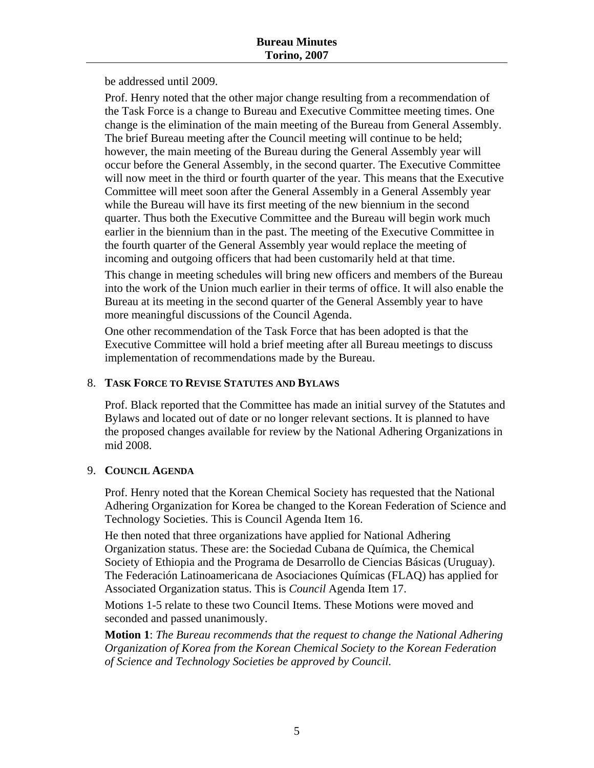be addressed until 2009.

Prof. Henry noted that the other major change resulting from a recommendation of the Task Force is a change to Bureau and Executive Committee meeting times. One change is the elimination of the main meeting of the Bureau from General Assembly. The brief Bureau meeting after the Council meeting will continue to be held; however, the main meeting of the Bureau during the General Assembly year will occur before the General Assembly, in the second quarter. The Executive Committee will now meet in the third or fourth quarter of the year. This means that the Executive Committee will meet soon after the General Assembly in a General Assembly year while the Bureau will have its first meeting of the new biennium in the second quarter. Thus both the Executive Committee and the Bureau will begin work much earlier in the biennium than in the past. The meeting of the Executive Committee in the fourth quarter of the General Assembly year would replace the meeting of incoming and outgoing officers that had been customarily held at that time.

This change in meeting schedules will bring new officers and members of the Bureau into the work of the Union much earlier in their terms of office. It will also enable the Bureau at its meeting in the second quarter of the General Assembly year to have more meaningful discussions of the Council Agenda.

One other recommendation of the Task Force that has been adopted is that the Executive Committee will hold a brief meeting after all Bureau meetings to discuss implementation of recommendations made by the Bureau.

## 8. TASK FORCE TO REVISE STATUTES AND BYLAWS

Prof. Black reported that the Committee has made an initial survey of the Statutes and Bylaws and located out of date or no longer relevant sections. It is planned to have the proposed changes available for review by the National Adhering Organizations in mid 2008.

## 9. COUNCIL AGENDA

Prof. Henry noted that the Korean Chemical Society has requested that the National Adhering Organization for Korea be changed to the Korean Federation of Science and Technology Societies. This is Council Agenda Item 16.

He then noted that three organizations have applied for National Adhering Organization status. These are: the Sociedad Cubana de Química, the Chemical Society of Ethiopia and the Programa de Desarrollo de Ciencias Básicas (Uruguay). The Federación Latinoamericana de Asociaciones Químicas (FLAQ) has applied for Associated Organization status. This is *Council* Agenda Item 17.

Motions 1-5 relate to these two Council Items. These Motions were moved and seconded and passed unanimously.

**Motion 1**: *The Bureau recommends that the request to change the National Adhering Organization of Korea from the Korean Chemical Society to the Korean Federation of Science and Technology Societies be approved by Council.*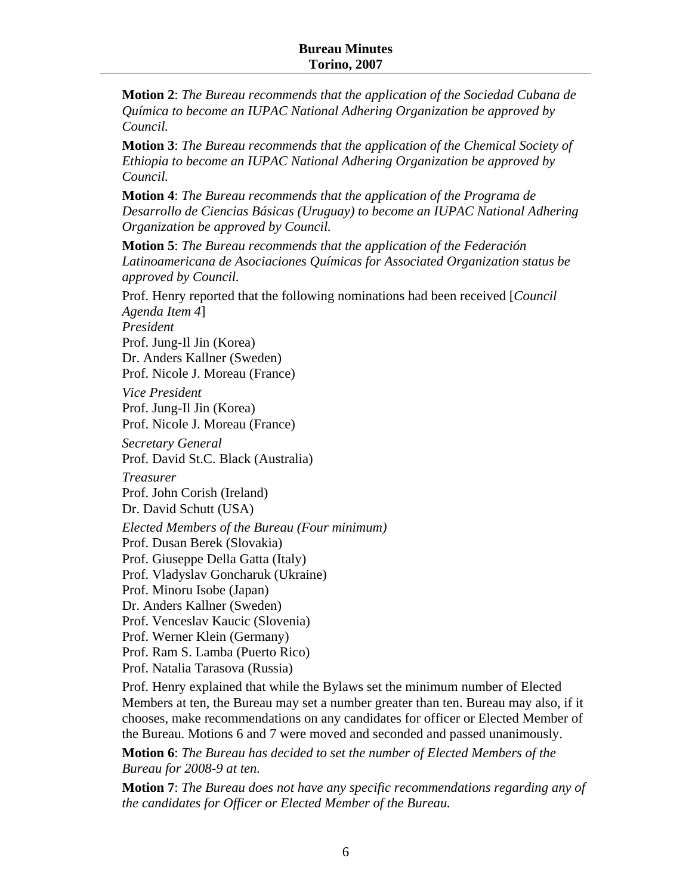**Motion 2**: *The Bureau recommends that the application of the Sociedad Cubana de Química to become an IUPAC National Adhering Organization be approved by Council.*

**Motion 3**: *The Bureau recommends that the application of the Chemical Society of Ethiopia to become an IUPAC National Adhering Organization be approved by Council.*

**Motion 4**: *The Bureau recommends that the application of the Programa de Desarrollo de Ciencias Básicas (Uruguay) to become an IUPAC National Adhering Organization be approved by Council.*

**Motion 5**: *The Bureau recommends that the application of the Federación Latinoamericana de Asociaciones Químicas for Associated Organization status be approved by Council.*

Prof. Henry reported that the following nominations had been received [*Council Agenda Item 4*]

*President*
Prof. Jung-Il Jin (Korea)
Dr. Anders Kallner (Sweden)
Prof. Nicole J. Moreau (France)

*Vice President*
Prof. Jung-Il Jin (Korea)
Prof. Nicole J. Moreau (France)

*Secretary General*
Prof. David St.C. Black (Australia)

*Treasurer*
Prof. John Corish (Ireland)
Dr. David Schutt (USA)

*Elected Members of the Bureau (Four minimum)*
Prof. Dusan Berek (Slovakia)
Prof. Giuseppe Della Gatta (Italy)
Prof. Vladyslav Goncharuk (Ukraine)
Prof. Minoru Isobe (Japan)
Dr. Anders Kallner (Sweden)
Prof. Venceslav Kaucic (Slovenia)
Prof. Werner Klein (Germany)
Prof. Ram S. Lamba (Puerto Rico)
Prof. Natalia Tarasova (Russia)

Prof. Henry explained that while the Bylaws set the minimum number of Elected Members at ten, the Bureau may set a number greater than ten. Bureau may also, if it chooses, make recommendations on any candidates for officer or Elected Member of the Bureau. Motions 6 and 7 were moved and seconded and passed unanimously.

**Motion 6**: *The Bureau has decided to set the number of Elected Members of the Bureau for 2008-9 at ten.*

**Motion 7**: *The Bureau does not have any specific recommendations regarding any of the candidates for Officer or Elected Member of the Bureau.*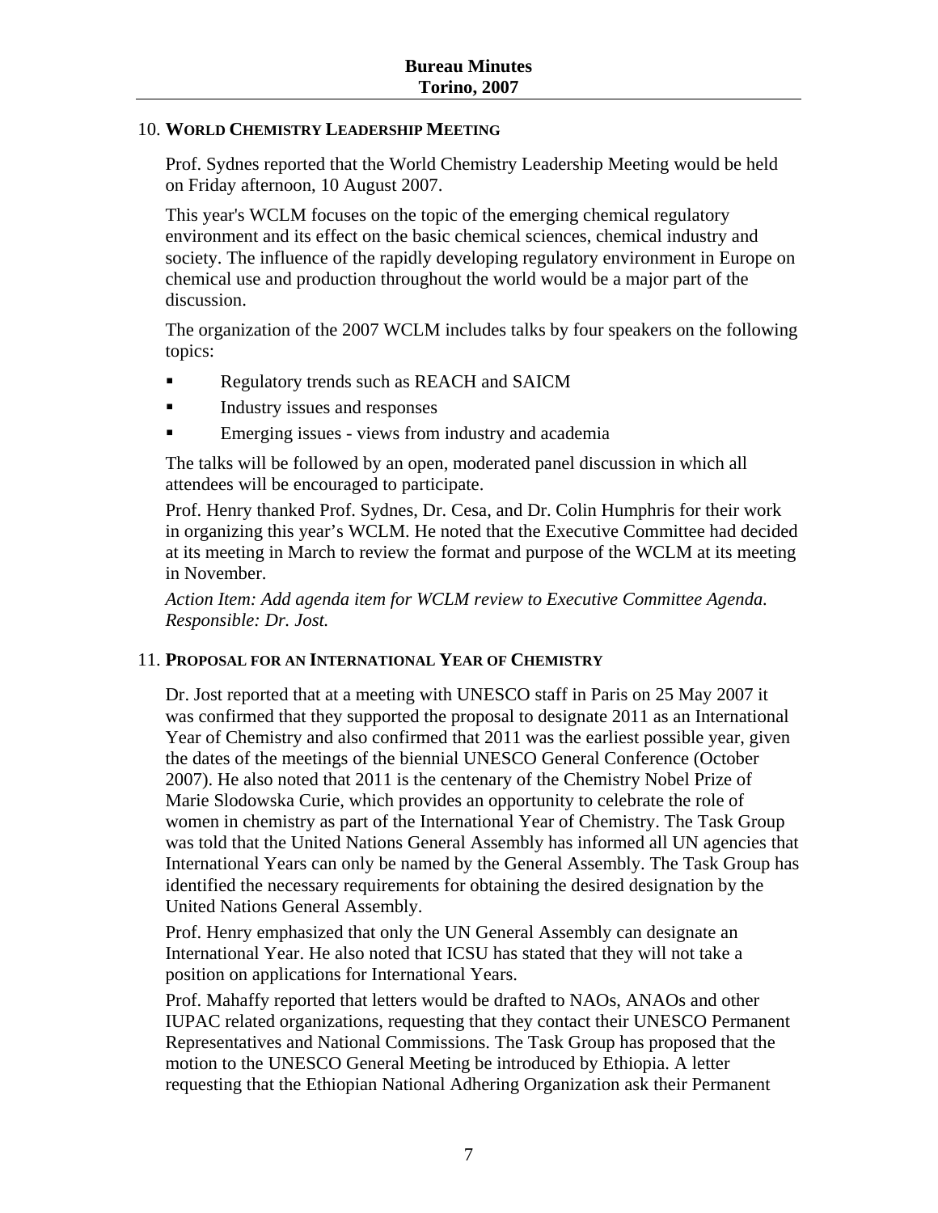## 10. WORLD CHEMISTRY LEADERSHIP MEETING

Prof. Sydnes reported that the World Chemistry Leadership Meeting would be held on Friday afternoon, 10 August 2007.

This year's WCLM focuses on the topic of the emerging chemical regulatory environment and its effect on the basic chemical sciences, chemical industry and society. The influence of the rapidly developing regulatory environment in Europe on chemical use and production throughout the world would be a major part of the discussion.

The organization of the 2007 WCLM includes talks by four speakers on the following topics:

- Regulatory trends such as REACH and SAICM
- Industry issues and responses
- Emerging issues - views from industry and academia

The talks will be followed by an open, moderated panel discussion in which all attendees will be encouraged to participate.

Prof. Henry thanked Prof. Sydnes, Dr. Cesa, and Dr. Colin Humphris for their work in organizing this year's WCLM. He noted that the Executive Committee had decided at its meeting in March to review the format and purpose of the WCLM at its meeting in November.

*Action Item: Add agenda item for WCLM review to Executive Committee Agenda. Responsible: Dr. Jost.*

## 11. PROPOSAL FOR AN INTERNATIONAL YEAR OF CHEMISTRY

Dr. Jost reported that at a meeting with UNESCO staff in Paris on 25 May 2007 it was confirmed that they supported the proposal to designate 2011 as an International Year of Chemistry and also confirmed that 2011 was the earliest possible year, given the dates of the meetings of the biennial UNESCO General Conference (October 2007). He also noted that 2011 is the centenary of the Chemistry Nobel Prize of Marie Slodowska Curie, which provides an opportunity to celebrate the role of women in chemistry as part of the International Year of Chemistry. The Task Group was told that the United Nations General Assembly has informed all UN agencies that International Years can only be named by the General Assembly. The Task Group has identified the necessary requirements for obtaining the desired designation by the United Nations General Assembly.

Prof. Henry emphasized that only the UN General Assembly can designate an International Year. He also noted that ICSU has stated that they will not take a position on applications for International Years.

Prof. Mahaffy reported that letters would be drafted to NAOs, ANAOs and other IUPAC related organizations, requesting that they contact their UNESCO Permanent Representatives and National Commissions. The Task Group has proposed that the motion to the UNESCO General Meeting be introduced by Ethiopia. A letter requesting that the Ethiopian National Adhering Organization ask their Permanent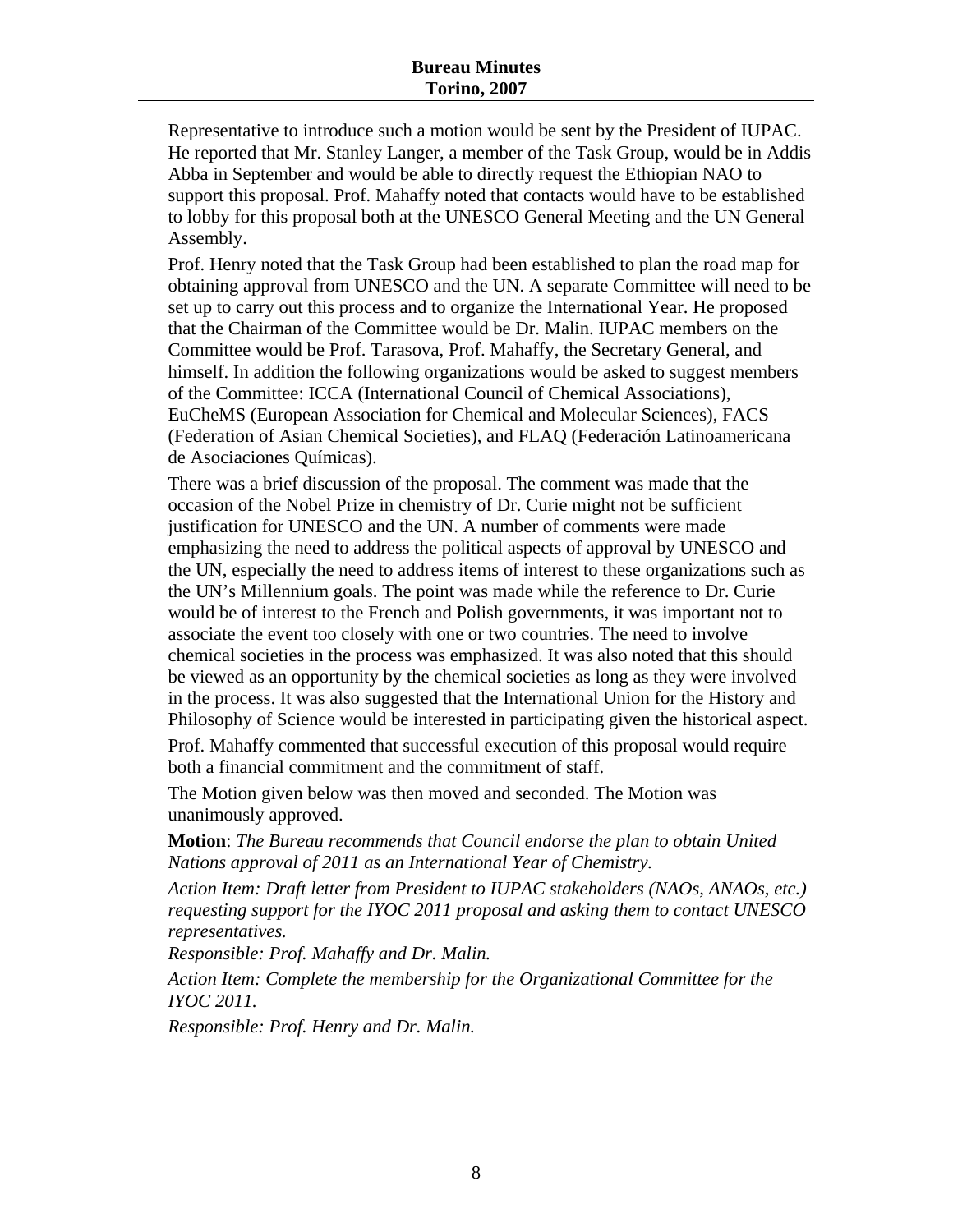Representative to introduce such a motion would be sent by the President of IUPAC. He reported that Mr. Stanley Langer, a member of the Task Group, would be in Addis Abba in September and would be able to directly request the Ethiopian NAO to support this proposal. Prof. Mahaffy noted that contacts would have to be established to lobby for this proposal both at the UNESCO General Meeting and the UN General Assembly.

Prof. Henry noted that the Task Group had been established to plan the road map for obtaining approval from UNESCO and the UN. A separate Committee will need to be set up to carry out this process and to organize the International Year. He proposed that the Chairman of the Committee would be Dr. Malin. IUPAC members on the Committee would be Prof. Tarasova, Prof. Mahaffy, the Secretary General, and himself. In addition the following organizations would be asked to suggest members of the Committee: ICCA (International Council of Chemical Associations), EuCheMS (European Association for Chemical and Molecular Sciences), FACS (Federation of Asian Chemical Societies), and FLAQ (Federación Latinoamericana de Asociaciones Químicas).

There was a brief discussion of the proposal. The comment was made that the occasion of the Nobel Prize in chemistry of Dr. Curie might not be sufficient justification for UNESCO and the UN. A number of comments were made emphasizing the need to address the political aspects of approval by UNESCO and the UN, especially the need to address items of interest to these organizations such as the UN's Millennium goals. The point was made while the reference to Dr. Curie would be of interest to the French and Polish governments, it was important not to associate the event too closely with one or two countries. The need to involve chemical societies in the process was emphasized. It was also noted that this should be viewed as an opportunity by the chemical societies as long as they were involved in the process. It was also suggested that the International Union for the History and Philosophy of Science would be interested in participating given the historical aspect.

Prof. Mahaffy commented that successful execution of this proposal would require both a financial commitment and the commitment of staff.

The Motion given below was then moved and seconded. The Motion was unanimously approved.

**Motion**: *The Bureau recommends that Council endorse the plan to obtain United Nations approval of 2011 as an International Year of Chemistry.*

*Action Item: Draft letter from President to IUPAC stakeholders (NAOs, ANAOs, etc.) requesting support for the IYOC 2011 proposal and asking them to contact UNESCO representatives.*
*Responsible: Prof. Mahaffy and Dr. Malin.*

*Action Item: Complete the membership for the Organizational Committee for the IYOC 2011.*
*Responsible: Prof. Henry and Dr. Malin.*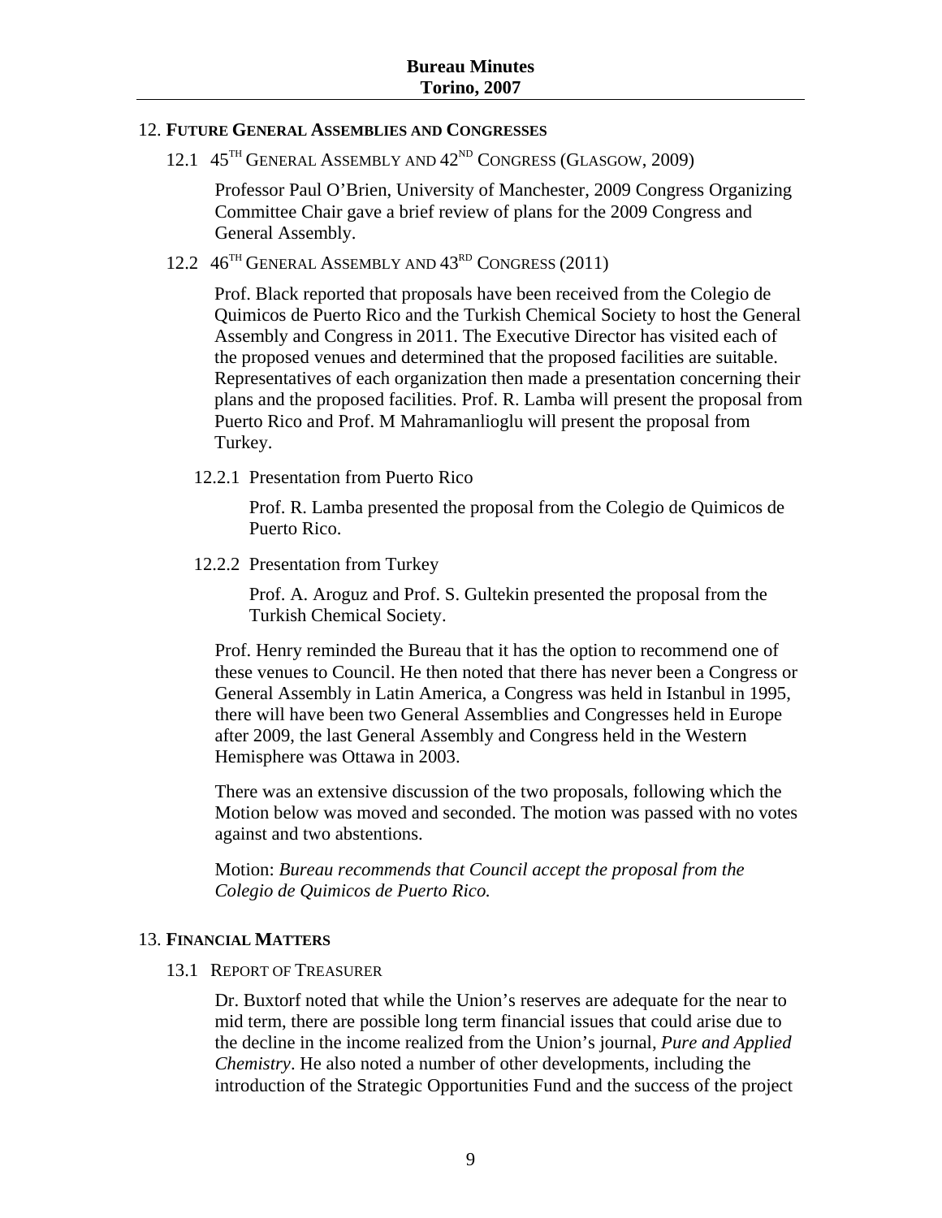## 12. FUTURE GENERAL ASSEMBLIES AND CONGRESSES

### 12.1 45TH GENERAL ASSEMBLY AND 42ND CONGRESS (GLASGOW, 2009)

Professor Paul O'Brien, University of Manchester, 2009 Congress Organizing Committee Chair gave a brief review of plans for the 2009 Congress and General Assembly.

### 12.2 46TH GENERAL ASSEMBLY AND 43RD CONGRESS (2011)

Prof. Black reported that proposals have been received from the Colegio de Quimicos de Puerto Rico and the Turkish Chemical Society to host the General Assembly and Congress in 2011. The Executive Director has visited each of the proposed venues and determined that the proposed facilities are suitable. Representatives of each organization then made a presentation concerning their plans and the proposed facilities. Prof. R. Lamba will present the proposal from Puerto Rico and Prof. M Mahramanlioglu will present the proposal from Turkey.

#### 12.2.1 Presentation from Puerto Rico

Prof. R. Lamba presented the proposal from the Colegio de Quimicos de Puerto Rico.

#### 12.2.2 Presentation from Turkey

Prof. A. Aroguz and Prof. S. Gultekin presented the proposal from the Turkish Chemical Society.

Prof. Henry reminded the Bureau that it has the option to recommend one of these venues to Council. He then noted that there has never been a Congress or General Assembly in Latin America, a Congress was held in Istanbul in 1995, there will have been two General Assemblies and Congresses held in Europe after 2009, the last General Assembly and Congress held in the Western Hemisphere was Ottawa in 2003.

There was an extensive discussion of the two proposals, following which the Motion below was moved and seconded. The motion was passed with no votes against and two abstentions.

Motion: *Bureau recommends that Council accept the proposal from the Colegio de Quimicos de Puerto Rico.*

## 13. FINANCIAL MATTERS

### 13.1 REPORT OF TREASURER

Dr. Buxtorf noted that while the Union's reserves are adequate for the near to mid term, there are possible long term financial issues that could arise due to the decline in the income realized from the Union's journal, *Pure and Applied Chemistry*. He also noted a number of other developments, including the introduction of the Strategic Opportunities Fund and the success of the project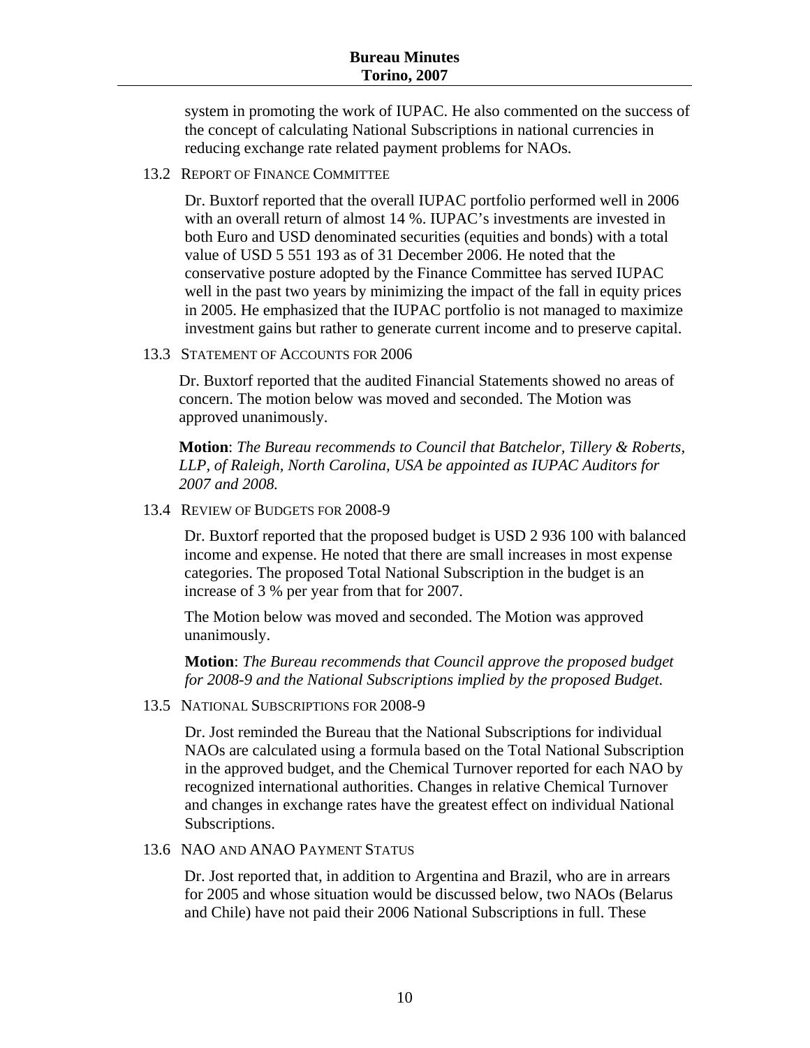system in promoting the work of IUPAC. He also commented on the success of the concept of calculating National Subscriptions in national currencies in reducing exchange rate related payment problems for NAOs.

### 13.2 Report of Finance Committee

Dr. Buxtorf reported that the overall IUPAC portfolio performed well in 2006 with an overall return of almost 14 %. IUPAC's investments are invested in both Euro and USD denominated securities (equities and bonds) with a total value of USD 5 551 193 as of 31 December 2006. He noted that the conservative posture adopted by the Finance Committee has served IUPAC well in the past two years by minimizing the impact of the fall in equity prices in 2005. He emphasized that the IUPAC portfolio is not managed to maximize investment gains but rather to generate current income and to preserve capital.

### 13.3 Statement of Accounts for 2006

Dr. Buxtorf reported that the audited Financial Statements showed no areas of concern. The motion below was moved and seconded. The Motion was approved unanimously.

**Motion**: *The Bureau recommends to Council that Batchelor, Tillery & Roberts, LLP, of Raleigh, North Carolina, USA be appointed as IUPAC Auditors for 2007 and 2008.*

### 13.4 Review of Budgets for 2008-9

Dr. Buxtorf reported that the proposed budget is USD 2 936 100 with balanced income and expense. He noted that there are small increases in most expense categories. The proposed Total National Subscription in the budget is an increase of 3 % per year from that for 2007.

The Motion below was moved and seconded. The Motion was approved unanimously.

**Motion**: *The Bureau recommends that Council approve the proposed budget for 2008-9 and the National Subscriptions implied by the proposed Budget.*

### 13.5 National Subscriptions for 2008-9

Dr. Jost reminded the Bureau that the National Subscriptions for individual NAOs are calculated using a formula based on the Total National Subscription in the approved budget, and the Chemical Turnover reported for each NAO by recognized international authorities. Changes in relative Chemical Turnover and changes in exchange rates have the greatest effect on individual National Subscriptions.

### 13.6 NAO and ANAO Payment Status

Dr. Jost reported that, in addition to Argentina and Brazil, who are in arrears for 2005 and whose situation would be discussed below, two NAOs (Belarus and Chile) have not paid their 2006 National Subscriptions in full. These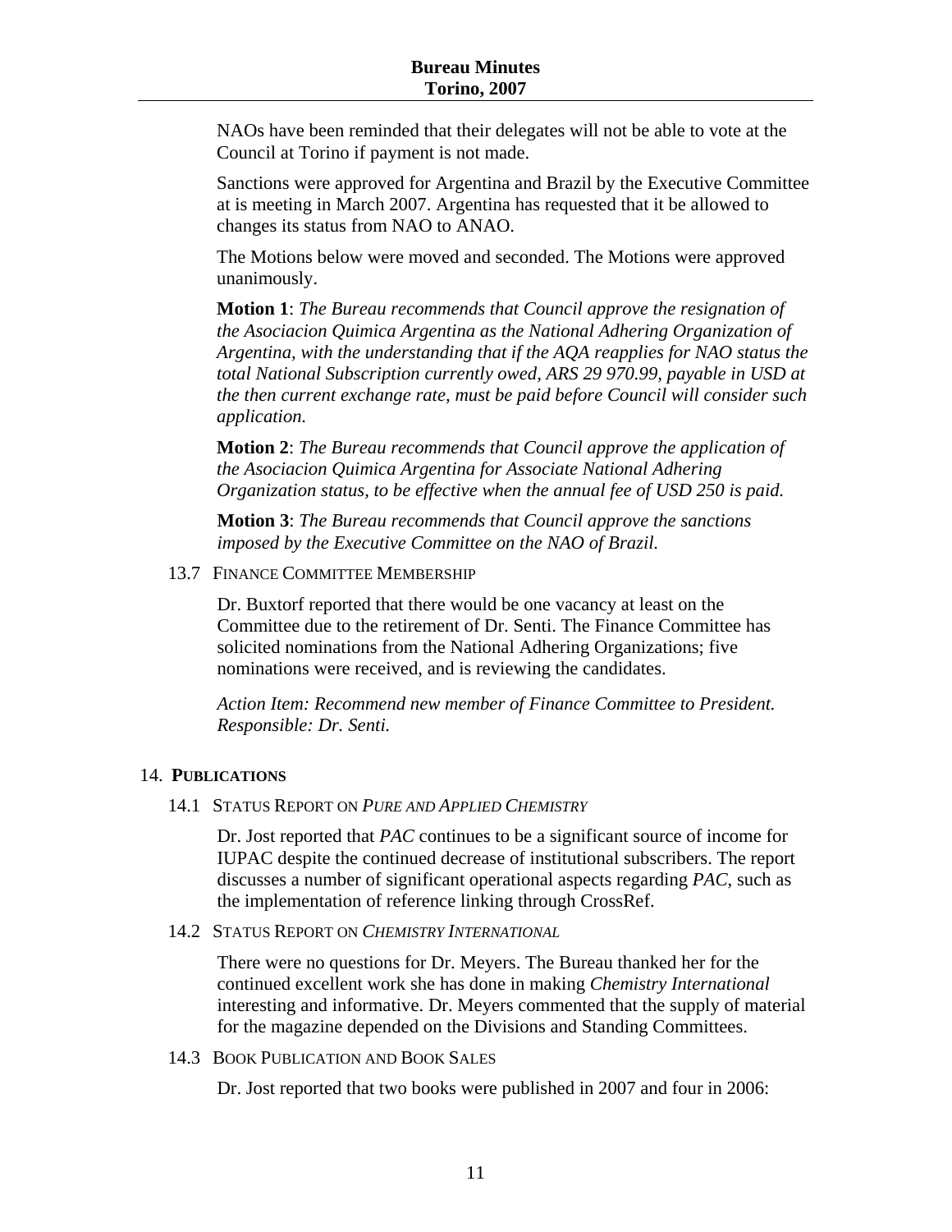NAOs have been reminded that their delegates will not be able to vote at the Council at Torino if payment is not made.

Sanctions were approved for Argentina and Brazil by the Executive Committee at is meeting in March 2007. Argentina has requested that it be allowed to changes its status from NAO to ANAO.

The Motions below were moved and seconded. The Motions were approved unanimously.

**Motion 1**: *The Bureau recommends that Council approve the resignation of the Asociacion Quimica Argentina as the National Adhering Organization of Argentina, with the understanding that if the AQA reapplies for NAO status the total National Subscription currently owed, ARS 29 970.99, payable in USD at the then current exchange rate, must be paid before Council will consider such application.*

**Motion 2**: *The Bureau recommends that Council approve the application of the Asociacion Quimica Argentina for Associate National Adhering Organization status, to be effective when the annual fee of USD 250 is paid.*

**Motion 3**: *The Bureau recommends that Council approve the sanctions imposed by the Executive Committee on the NAO of Brazil.*

### 13.7 Finance Committee Membership

Dr. Buxtorf reported that there would be one vacancy at least on the Committee due to the retirement of Dr. Senti. The Finance Committee has solicited nominations from the National Adhering Organizations; five nominations were received, and is reviewing the candidates.

*Action Item: Recommend new member of Finance Committee to President. Responsible: Dr. Senti.*

## 14. Publications

### 14.1 Status Report on *Pure and Applied Chemistry*

Dr. Jost reported that *PAC* continues to be a significant source of income for IUPAC despite the continued decrease of institutional subscribers. The report discusses a number of significant operational aspects regarding *PAC*, such as the implementation of reference linking through CrossRef.

### 14.2 Status Report on *Chemistry International*

There were no questions for Dr. Meyers. The Bureau thanked her for the continued excellent work she has done in making *Chemistry International* interesting and informative. Dr. Meyers commented that the supply of material for the magazine depended on the Divisions and Standing Committees.

### 14.3 Book Publication and Book Sales

Dr. Jost reported that two books were published in 2007 and four in 2006: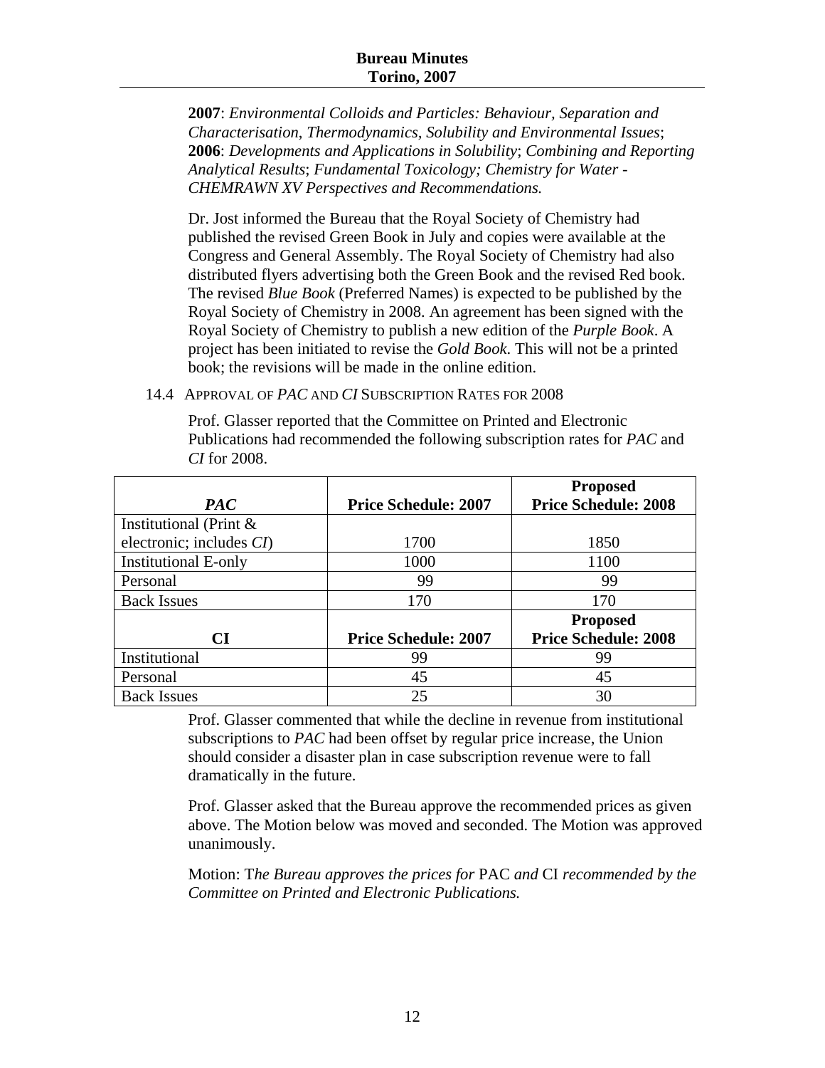**2007**: *Environmental Colloids and Particles: Behaviour, Separation and Characterisation*, *Thermodynamics, Solubility and Environmental Issues*; **2006**: *Developments and Applications in Solubility*; *Combining and Reporting Analytical Results*; *Fundamental Toxicology; Chemistry for Water - CHEMRAWN XV Perspectives and Recommendations.*

Dr. Jost informed the Bureau that the Royal Society of Chemistry had published the revised Green Book in July and copies were available at the Congress and General Assembly. The Royal Society of Chemistry had also distributed flyers advertising both the Green Book and the revised Red book. The revised *Blue Book* (Preferred Names) is expected to be published by the Royal Society of Chemistry in 2008. An agreement has been signed with the Royal Society of Chemistry to publish a new edition of the *Purple Book*. A project has been initiated to revise the *Gold Book*. This will not be a printed book; the revisions will be made in the online edition.

14.4 APPROVAL OF *PAC* AND *CI* SUBSCRIPTION RATES FOR 2008

Prof. Glasser reported that the Committee on Printed and Electronic Publications had recommended the following subscription rates for *PAC* and *CI* for 2008.

| ***PAC*** | **Price Schedule: 2007** | **Proposed Price Schedule: 2008** |
|---|---|---|
| Institutional (Print & electronic; includes *CI*) | 1700 | 1850 |
| Institutional E-only | 1000 | 1100 |
| Personal | 99 | 99 |
| Back Issues | 170 | 170 |
| **CI** | **Price Schedule: 2007** | **Proposed Price Schedule: 2008** |
| Institutional | 99 | 99 |
| Personal | 45 | 45 |
| Back Issues | 25 | 30 |

Prof. Glasser commented that while the decline in revenue from institutional subscriptions to *PAC* had been offset by regular price increase, the Union should consider a disaster plan in case subscription revenue were to fall dramatically in the future.

Prof. Glasser asked that the Bureau approve the recommended prices as given above. The Motion below was moved and seconded. The Motion was approved unanimously.

Motion: T*he Bureau approves the prices for* PAC *and* CI *recommended by the Committee on Printed and Electronic Publications.*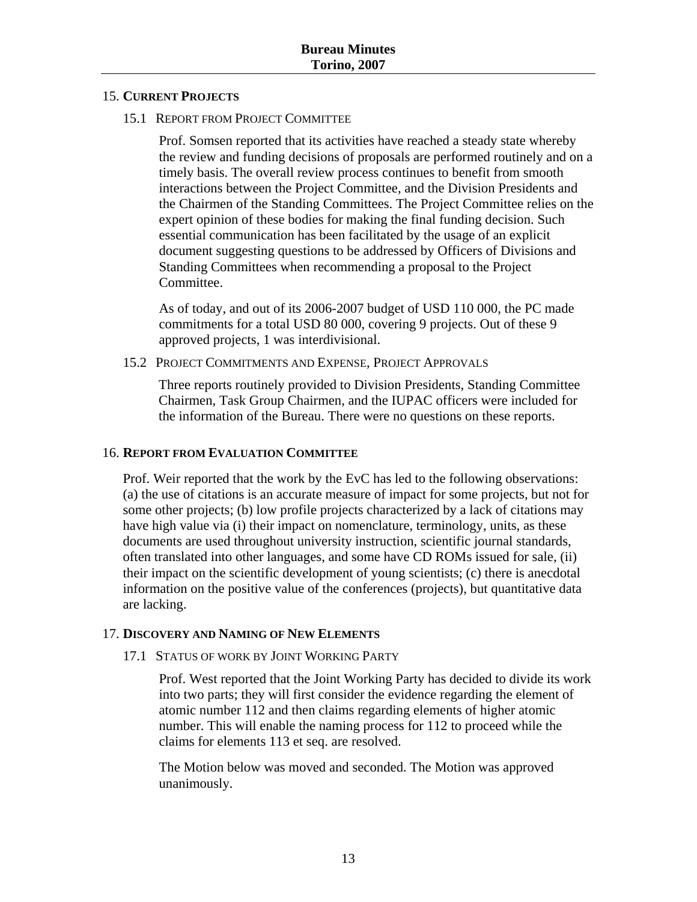## 15. CURRENT PROJECTS

### 15.1 REPORT FROM PROJECT COMMITTEE

Prof. Somsen reported that its activities have reached a steady state whereby the review and funding decisions of proposals are performed routinely and on a timely basis. The overall review process continues to benefit from smooth interactions between the Project Committee, and the Division Presidents and the Chairmen of the Standing Committees. The Project Committee relies on the expert opinion of these bodies for making the final funding decision. Such essential communication has been facilitated by the usage of an explicit document suggesting questions to be addressed by Officers of Divisions and Standing Committees when recommending a proposal to the Project Committee.

As of today, and out of its 2006-2007 budget of USD 110 000, the PC made commitments for a total USD 80 000, covering 9 projects. Out of these 9 approved projects, 1 was interdivisional.

### 15.2 PROJECT COMMITMENTS AND EXPENSE, PROJECT APPROVALS

Three reports routinely provided to Division Presidents, Standing Committee Chairmen, Task Group Chairmen, and the IUPAC officers were included for the information of the Bureau. There were no questions on these reports.

## 16. REPORT FROM EVALUATION COMMITTEE

Prof. Weir reported that the work by the EvC has led to the following observations: (a) the use of citations is an accurate measure of impact for some projects, but not for some other projects; (b) low profile projects characterized by a lack of citations may have high value via (i) their impact on nomenclature, terminology, units, as these documents are used throughout university instruction, scientific journal standards, often translated into other languages, and some have CD ROMs issued for sale, (ii) their impact on the scientific development of young scientists; (c) there is anecdotal information on the positive value of the conferences (projects), but quantitative data are lacking.

## 17. DISCOVERY AND NAMING OF NEW ELEMENTS

### 17.1 STATUS OF WORK BY JOINT WORKING PARTY

Prof. West reported that the Joint Working Party has decided to divide its work into two parts; they will first consider the evidence regarding the element of atomic number 112 and then claims regarding elements of higher atomic number. This will enable the naming process for 112 to proceed while the claims for elements 113 et seq. are resolved.

The Motion below was moved and seconded. The Motion was approved unanimously.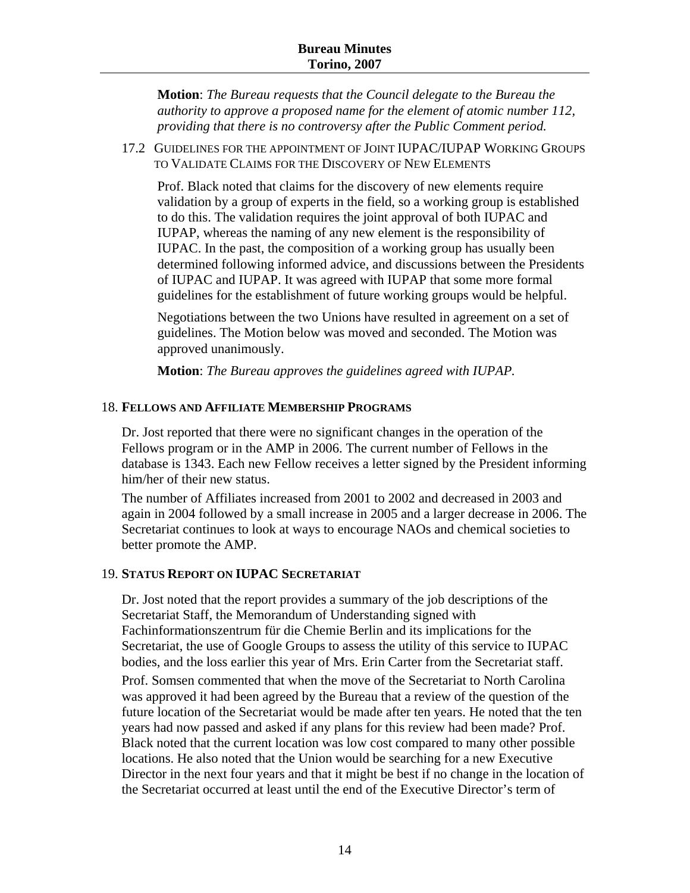**Motion**: *The Bureau requests that the Council delegate to the Bureau the authority to approve a proposed name for the element of atomic number 112, providing that there is no controversy after the Public Comment period.*

### 17.2 Guidelines for the Appointment of Joint IUPAC/IUPAP Working Groups to Validate Claims for the Discovery of New Elements

Prof. Black noted that claims for the discovery of new elements require validation by a group of experts in the field, so a working group is established to do this. The validation requires the joint approval of both IUPAC and IUPAP, whereas the naming of any new element is the responsibility of IUPAC. In the past, the composition of a working group has usually been determined following informed advice, and discussions between the Presidents of IUPAC and IUPAP. It was agreed with IUPAP that some more formal guidelines for the establishment of future working groups would be helpful.

Negotiations between the two Unions have resulted in agreement on a set of guidelines. The Motion below was moved and seconded. The Motion was approved unanimously.

**Motion**: *The Bureau approves the guidelines agreed with IUPAP.*

## 18. Fellows and Affiliate Membership Programs

Dr. Jost reported that there were no significant changes in the operation of the Fellows program or in the AMP in 2006. The current number of Fellows in the database is 1343. Each new Fellow receives a letter signed by the President informing him/her of their new status.

The number of Affiliates increased from 2001 to 2002 and decreased in 2003 and again in 2004 followed by a small increase in 2005 and a larger decrease in 2006. The Secretariat continues to look at ways to encourage NAOs and chemical societies to better promote the AMP.

## 19. Status Report on IUPAC Secretariat

Dr. Jost noted that the report provides a summary of the job descriptions of the Secretariat Staff, the Memorandum of Understanding signed with Fachinformationszentrum für die Chemie Berlin and its implications for the Secretariat, the use of Google Groups to assess the utility of this service to IUPAC bodies, and the loss earlier this year of Mrs. Erin Carter from the Secretariat staff.

Prof. Somsen commented that when the move of the Secretariat to North Carolina was approved it had been agreed by the Bureau that a review of the question of the future location of the Secretariat would be made after ten years. He noted that the ten years had now passed and asked if any plans for this review had been made? Prof. Black noted that the current location was low cost compared to many other possible locations. He also noted that the Union would be searching for a new Executive Director in the next four years and that it might be best if no change in the location of the Secretariat occurred at least until the end of the Executive Director's term of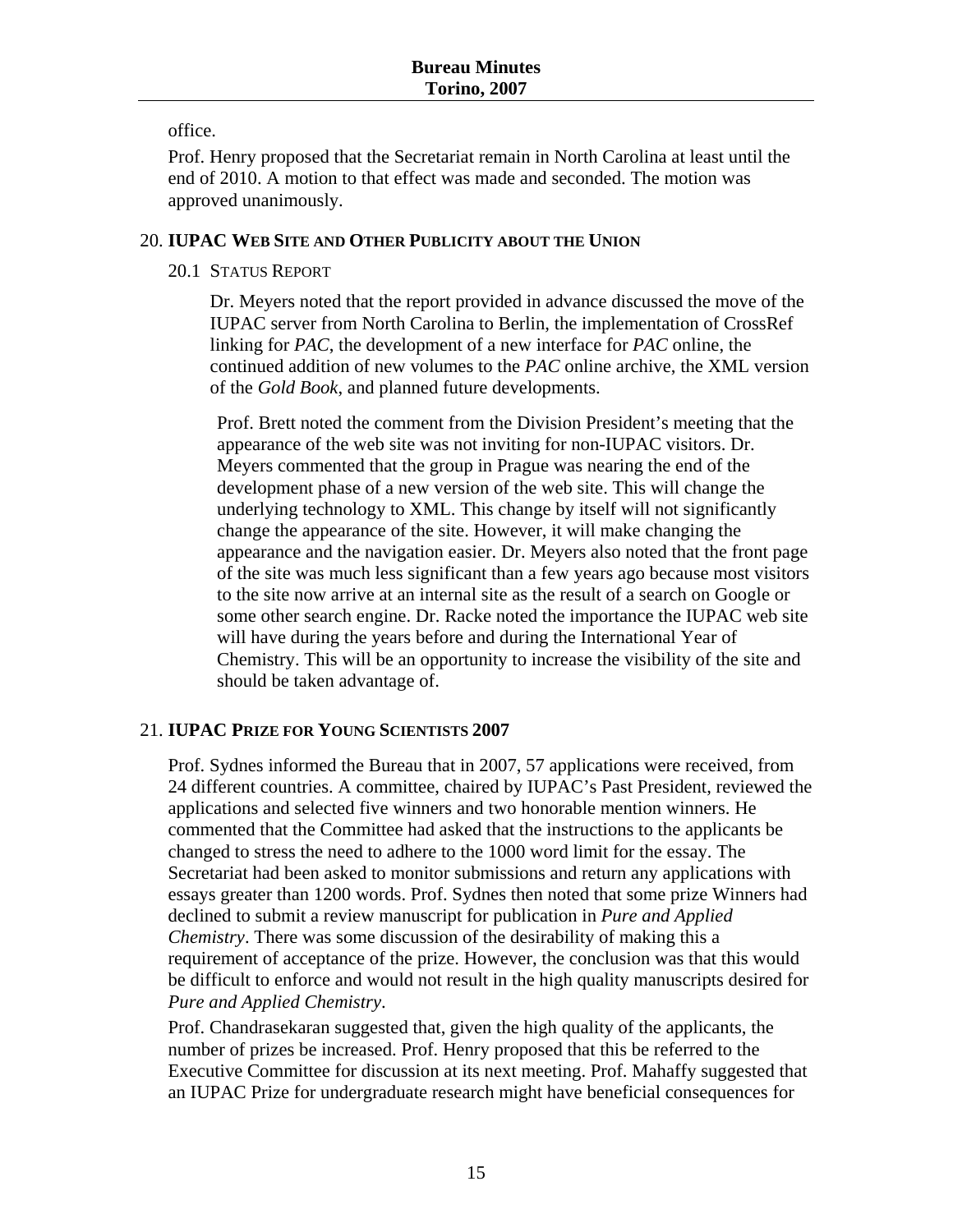office.

Prof. Henry proposed that the Secretariat remain in North Carolina at least until the end of 2010. A motion to that effect was made and seconded. The motion was approved unanimously.

## 20. IUPAC WEB SITE AND OTHER PUBLICITY ABOUT THE UNION

### 20.1 STATUS REPORT

Dr. Meyers noted that the report provided in advance discussed the move of the IUPAC server from North Carolina to Berlin, the implementation of CrossRef linking for *PAC*, the development of a new interface for *PAC* online, the continued addition of new volumes to the *PAC* online archive, the XML version of the *Gold Book*, and planned future developments.

Prof. Brett noted the comment from the Division President's meeting that the appearance of the web site was not inviting for non-IUPAC visitors. Dr. Meyers commented that the group in Prague was nearing the end of the development phase of a new version of the web site. This will change the underlying technology to XML. This change by itself will not significantly change the appearance of the site. However, it will make changing the appearance and the navigation easier. Dr. Meyers also noted that the front page of the site was much less significant than a few years ago because most visitors to the site now arrive at an internal site as the result of a search on Google or some other search engine. Dr. Racke noted the importance the IUPAC web site will have during the years before and during the International Year of Chemistry. This will be an opportunity to increase the visibility of the site and should be taken advantage of.

## 21. IUPAC PRIZE FOR YOUNG SCIENTISTS 2007

Prof. Sydnes informed the Bureau that in 2007, 57 applications were received, from 24 different countries. A committee, chaired by IUPAC's Past President, reviewed the applications and selected five winners and two honorable mention winners. He commented that the Committee had asked that the instructions to the applicants be changed to stress the need to adhere to the 1000 word limit for the essay. The Secretariat had been asked to monitor submissions and return any applications with essays greater than 1200 words. Prof. Sydnes then noted that some prize Winners had declined to submit a review manuscript for publication in *Pure and Applied Chemistry*. There was some discussion of the desirability of making this a requirement of acceptance of the prize. However, the conclusion was that this would be difficult to enforce and would not result in the high quality manuscripts desired for *Pure and Applied Chemistry*.

Prof. Chandrasekaran suggested that, given the high quality of the applicants, the number of prizes be increased. Prof. Henry proposed that this be referred to the Executive Committee for discussion at its next meeting. Prof. Mahaffy suggested that an IUPAC Prize for undergraduate research might have beneficial consequences for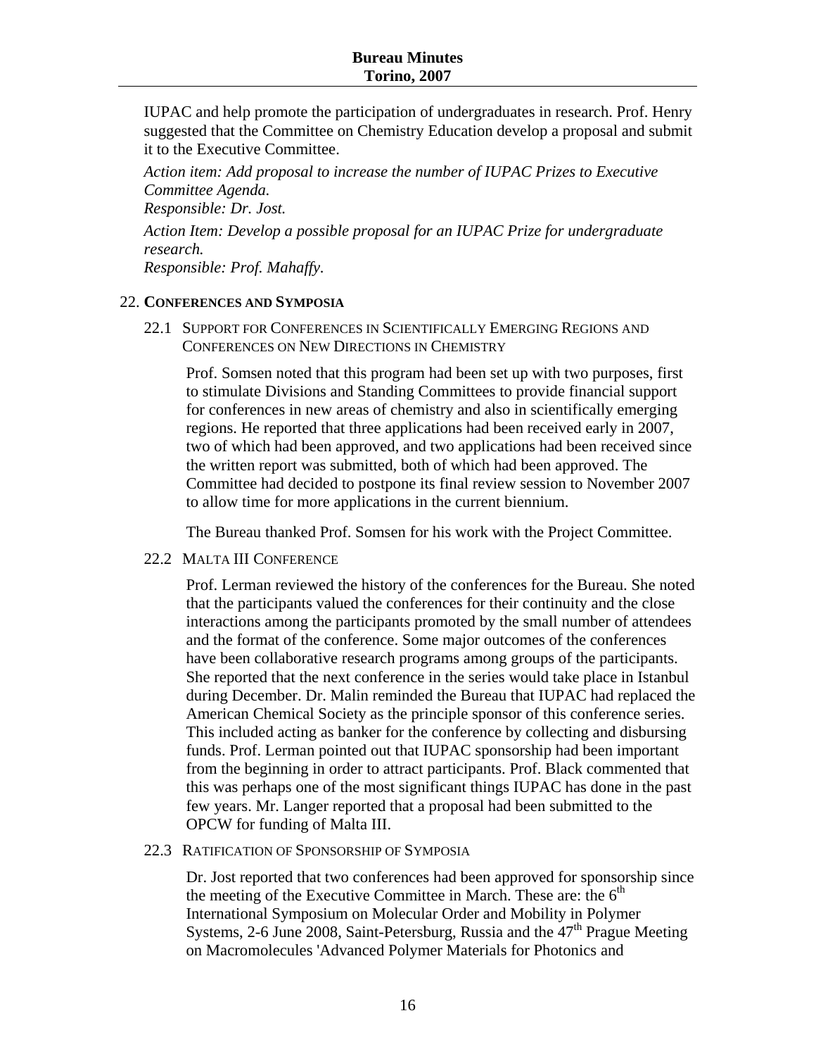IUPAC and help promote the participation of undergraduates in research. Prof. Henry suggested that the Committee on Chemistry Education develop a proposal and submit it to the Executive Committee.

*Action item: Add proposal to increase the number of IUPAC Prizes to Executive Committee Agenda.*
*Responsible: Dr. Jost.*

*Action Item: Develop a possible proposal for an IUPAC Prize for undergraduate research.*
*Responsible: Prof. Mahaffy.*

## 22. CONFERENCES AND SYMPOSIA

### 22.1 SUPPORT FOR CONFERENCES IN SCIENTIFICALLY EMERGING REGIONS AND CONFERENCES ON NEW DIRECTIONS IN CHEMISTRY

Prof. Somsen noted that this program had been set up with two purposes, first to stimulate Divisions and Standing Committees to provide financial support for conferences in new areas of chemistry and also in scientifically emerging regions. He reported that three applications had been received early in 2007, two of which had been approved, and two applications had been received since the written report was submitted, both of which had been approved. The Committee had decided to postpone its final review session to November 2007 to allow time for more applications in the current biennium.

The Bureau thanked Prof. Somsen for his work with the Project Committee.

### 22.2 MALTA III CONFERENCE

Prof. Lerman reviewed the history of the conferences for the Bureau. She noted that the participants valued the conferences for their continuity and the close interactions among the participants promoted by the small number of attendees and the format of the conference. Some major outcomes of the conferences have been collaborative research programs among groups of the participants. She reported that the next conference in the series would take place in Istanbul during December. Dr. Malin reminded the Bureau that IUPAC had replaced the American Chemical Society as the principle sponsor of this conference series. This included acting as banker for the conference by collecting and disbursing funds. Prof. Lerman pointed out that IUPAC sponsorship had been important from the beginning in order to attract participants. Prof. Black commented that this was perhaps one of the most significant things IUPAC has done in the past few years. Mr. Langer reported that a proposal had been submitted to the OPCW for funding of Malta III.

### 22.3 RATIFICATION OF SPONSORSHIP OF SYMPOSIA

Dr. Jost reported that two conferences had been approved for sponsorship since the meeting of the Executive Committee in March. These are: the 6th International Symposium on Molecular Order and Mobility in Polymer Systems, 2-6 June 2008, Saint-Petersburg, Russia and the 47th Prague Meeting on Macromolecules 'Advanced Polymer Materials for Photonics and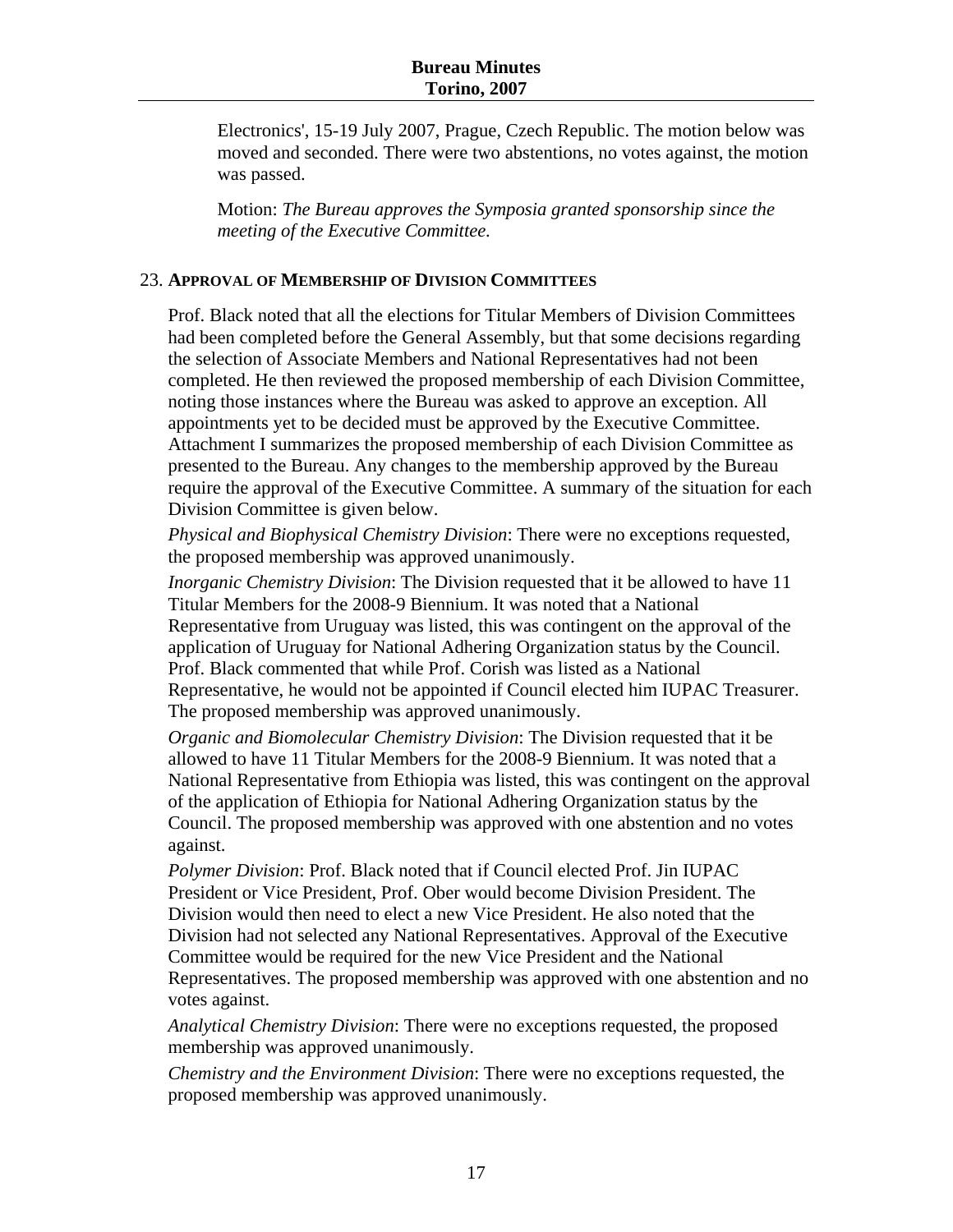Electronics', 15-19 July 2007, Prague, Czech Republic. The motion below was moved and seconded. There were two abstentions, no votes against, the motion was passed.

Motion: *The Bureau approves the Symposia granted sponsorship since the meeting of the Executive Committee.*

## 23. APPROVAL OF MEMBERSHIP OF DIVISION COMMITTEES

Prof. Black noted that all the elections for Titular Members of Division Committees had been completed before the General Assembly, but that some decisions regarding the selection of Associate Members and National Representatives had not been completed. He then reviewed the proposed membership of each Division Committee, noting those instances where the Bureau was asked to approve an exception. All appointments yet to be decided must be approved by the Executive Committee. Attachment I summarizes the proposed membership of each Division Committee as presented to the Bureau. Any changes to the membership approved by the Bureau require the approval of the Executive Committee. A summary of the situation for each Division Committee is given below.

*Physical and Biophysical Chemistry Division*: There were no exceptions requested, the proposed membership was approved unanimously.

*Inorganic Chemistry Division*: The Division requested that it be allowed to have 11 Titular Members for the 2008-9 Biennium. It was noted that a National Representative from Uruguay was listed, this was contingent on the approval of the application of Uruguay for National Adhering Organization status by the Council. Prof. Black commented that while Prof. Corish was listed as a National Representative, he would not be appointed if Council elected him IUPAC Treasurer. The proposed membership was approved unanimously.

*Organic and Biomolecular Chemistry Division*: The Division requested that it be allowed to have 11 Titular Members for the 2008-9 Biennium. It was noted that a National Representative from Ethiopia was listed, this was contingent on the approval of the application of Ethiopia for National Adhering Organization status by the Council. The proposed membership was approved with one abstention and no votes against.

*Polymer Division*: Prof. Black noted that if Council elected Prof. Jin IUPAC President or Vice President, Prof. Ober would become Division President. The Division would then need to elect a new Vice President. He also noted that the Division had not selected any National Representatives. Approval of the Executive Committee would be required for the new Vice President and the National Representatives. The proposed membership was approved with one abstention and no votes against.

*Analytical Chemistry Division*: There were no exceptions requested, the proposed membership was approved unanimously.

*Chemistry and the Environment Division*: There were no exceptions requested, the proposed membership was approved unanimously.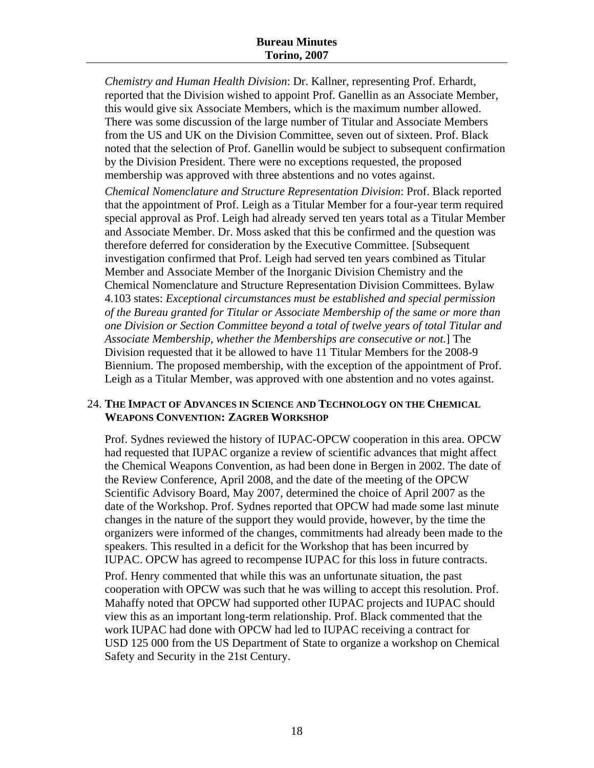*Chemistry and Human Health Division*: Dr. Kallner, representing Prof. Erhardt, reported that the Division wished to appoint Prof. Ganellin as an Associate Member, this would give six Associate Members, which is the maximum number allowed. There was some discussion of the large number of Titular and Associate Members from the US and UK on the Division Committee, seven out of sixteen. Prof. Black noted that the selection of Prof. Ganellin would be subject to subsequent confirmation by the Division President. There were no exceptions requested, the proposed membership was approved with three abstentions and no votes against.

*Chemical Nomenclature and Structure Representation Division*: Prof. Black reported that the appointment of Prof. Leigh as a Titular Member for a four-year term required special approval as Prof. Leigh had already served ten years total as a Titular Member and Associate Member. Dr. Moss asked that this be confirmed and the question was therefore deferred for consideration by the Executive Committee. [Subsequent investigation confirmed that Prof. Leigh had served ten years combined as Titular Member and Associate Member of the Inorganic Division Chemistry and the Chemical Nomenclature and Structure Representation Division Committees. Bylaw 4.103 states: *Exceptional circumstances must be established and special permission of the Bureau granted for Titular or Associate Membership of the same or more than one Division or Section Committee beyond a total of twelve years of total Titular and Associate Membership, whether the Memberships are consecutive or not.*] The Division requested that it be allowed to have 11 Titular Members for the 2008-9 Biennium. The proposed membership, with the exception of the appointment of Prof. Leigh as a Titular Member, was approved with one abstention and no votes against.

## 24. THE IMPACT OF ADVANCES IN SCIENCE AND TECHNOLOGY ON THE CHEMICAL WEAPONS CONVENTION: ZAGREB WORKSHOP

Prof. Sydnes reviewed the history of IUPAC-OPCW cooperation in this area. OPCW had requested that IUPAC organize a review of scientific advances that might affect the Chemical Weapons Convention, as had been done in Bergen in 2002. The date of the Review Conference, April 2008, and the date of the meeting of the OPCW Scientific Advisory Board, May 2007, determined the choice of April 2007 as the date of the Workshop. Prof. Sydnes reported that OPCW had made some last minute changes in the nature of the support they would provide, however, by the time the organizers were informed of the changes, commitments had already been made to the speakers. This resulted in a deficit for the Workshop that has been incurred by IUPAC. OPCW has agreed to recompense IUPAC for this loss in future contracts.

Prof. Henry commented that while this was an unfortunate situation, the past cooperation with OPCW was such that he was willing to accept this resolution. Prof. Mahaffy noted that OPCW had supported other IUPAC projects and IUPAC should view this as an important long-term relationship. Prof. Black commented that the work IUPAC had done with OPCW had led to IUPAC receiving a contract for USD 125 000 from the US Department of State to organize a workshop on Chemical Safety and Security in the 21st Century.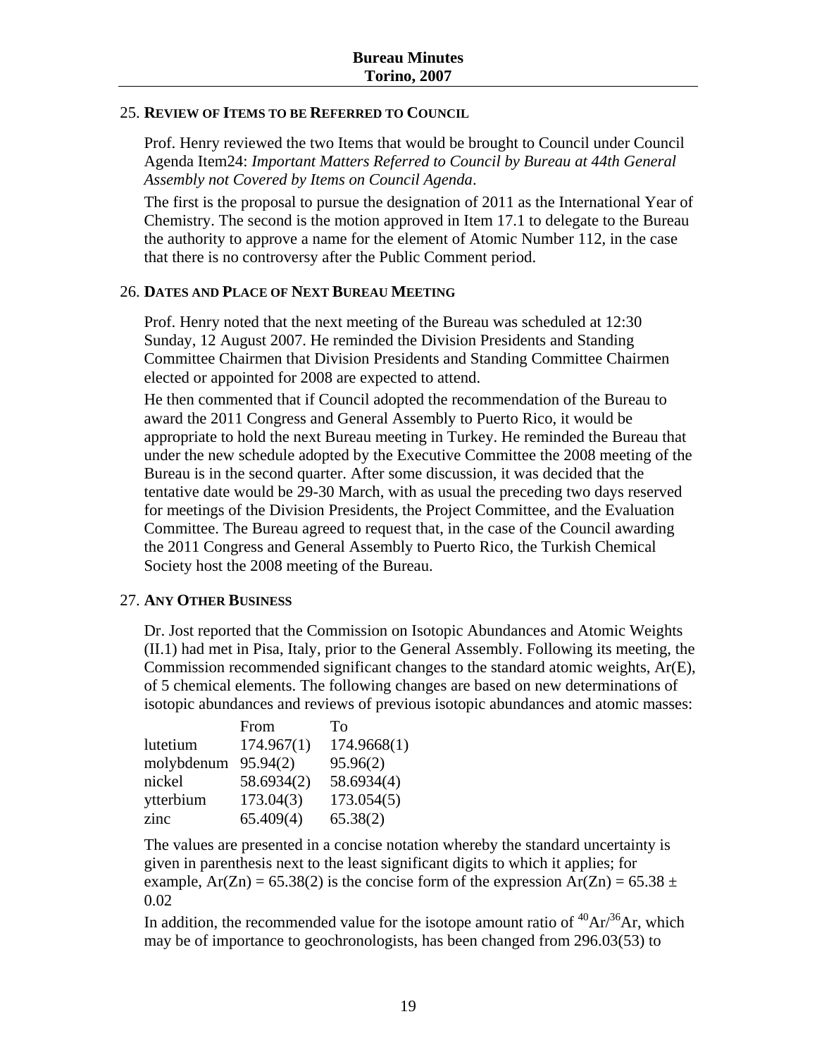## 25. REVIEW OF ITEMS TO BE REFERRED TO COUNCIL

Prof. Henry reviewed the two Items that would be brought to Council under Council Agenda Item24: *Important Matters Referred to Council by Bureau at 44th General Assembly not Covered by Items on Council Agenda*.

The first is the proposal to pursue the designation of 2011 as the International Year of Chemistry. The second is the motion approved in Item 17.1 to delegate to the Bureau the authority to approve a name for the element of Atomic Number 112, in the case that there is no controversy after the Public Comment period.

## 26. DATES AND PLACE OF NEXT BUREAU MEETING

Prof. Henry noted that the next meeting of the Bureau was scheduled at 12:30 Sunday, 12 August 2007. He reminded the Division Presidents and Standing Committee Chairmen that Division Presidents and Standing Committee Chairmen elected or appointed for 2008 are expected to attend.

He then commented that if Council adopted the recommendation of the Bureau to award the 2011 Congress and General Assembly to Puerto Rico, it would be appropriate to hold the next Bureau meeting in Turkey. He reminded the Bureau that under the new schedule adopted by the Executive Committee the 2008 meeting of the Bureau is in the second quarter. After some discussion, it was decided that the tentative date would be 29-30 March, with as usual the preceding two days reserved for meetings of the Division Presidents, the Project Committee, and the Evaluation Committee. The Bureau agreed to request that, in the case of the Council awarding the 2011 Congress and General Assembly to Puerto Rico, the Turkish Chemical Society host the 2008 meeting of the Bureau.

## 27. ANY OTHER BUSINESS

Dr. Jost reported that the Commission on Isotopic Abundances and Atomic Weights (II.1) had met in Pisa, Italy, prior to the General Assembly. Following its meeting, the Commission recommended significant changes to the standard atomic weights, Ar(E), of 5 chemical elements. The following changes are based on new determinations of isotopic abundances and reviews of previous isotopic abundances and atomic masses:

| | From | To |
|---|---|---|
| lutetium | 174.967(1) | 174.9668(1) |
| molybdenum | 95.94(2) | 95.96(2) |
| nickel | 58.6934(2) | 58.6934(4) |
| ytterbium | 173.04(3) | 173.054(5) |
| zinc | 65.409(4) | 65.38(2) |

The values are presented in a concise notation whereby the standard uncertainty is given in parenthesis next to the least significant digits to which it applies; for example, $Ar(Zn) = 65.38(2)$ is the concise form of the expression $Ar(Zn) = 65.38 \pm 0.02$

In addition, the recommended value for the isotope amount ratio of $^{40}Ar/^{36}Ar$, which may be of importance to geochronologists, has been changed from 296.03(53) to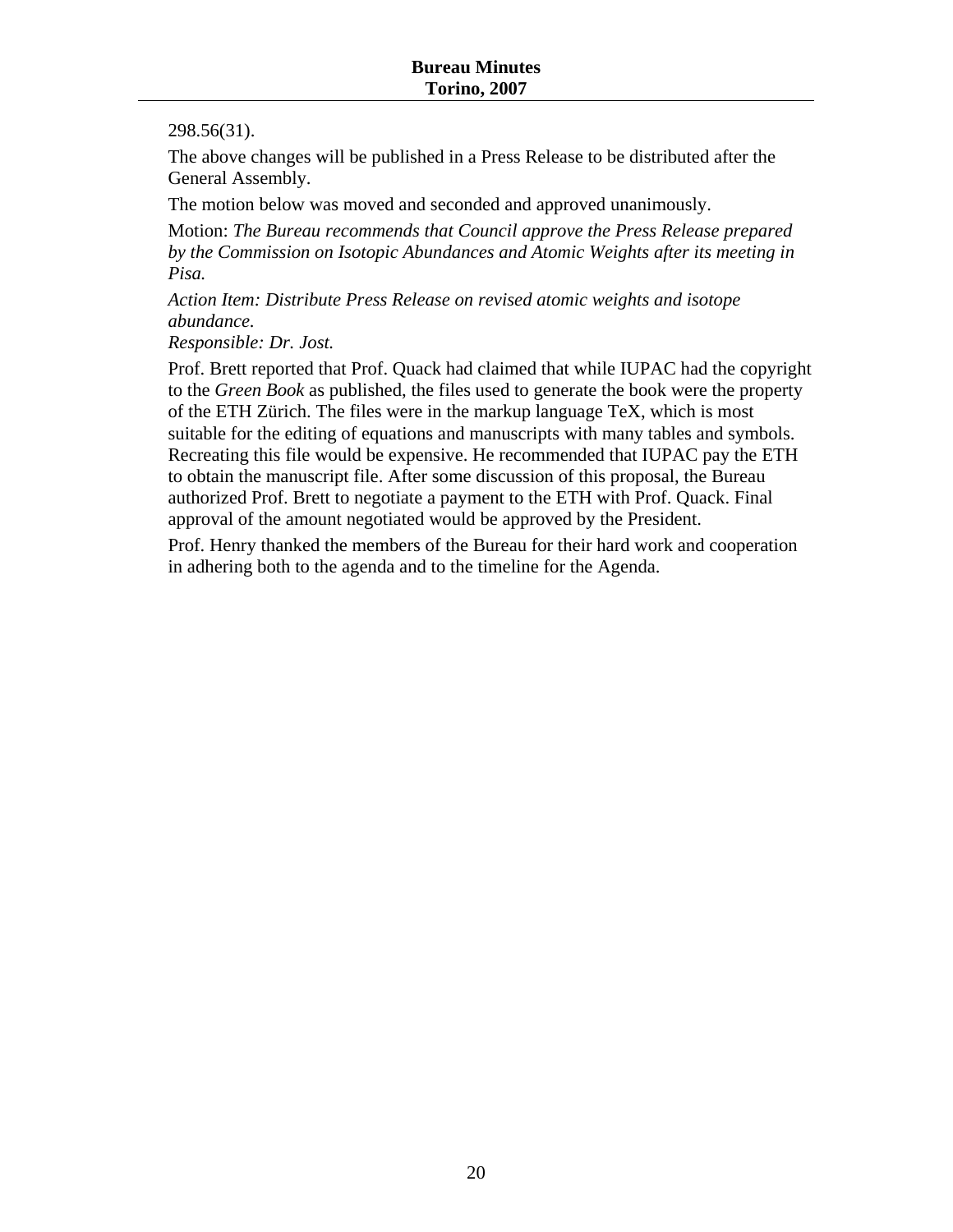298.56(31).

The above changes will be published in a Press Release to be distributed after the General Assembly.

The motion below was moved and seconded and approved unanimously.

Motion: *The Bureau recommends that Council approve the Press Release prepared by the Commission on Isotopic Abundances and Atomic Weights after its meeting in Pisa.*

*Action Item: Distribute Press Release on revised atomic weights and isotope abundance.*
*Responsible: Dr. Jost.*

Prof. Brett reported that Prof. Quack had claimed that while IUPAC had the copyright to the *Green Book* as published, the files used to generate the book were the property of the ETH Zürich. The files were in the markup language TeX, which is most suitable for the editing of equations and manuscripts with many tables and symbols. Recreating this file would be expensive. He recommended that IUPAC pay the ETH to obtain the manuscript file. After some discussion of this proposal, the Bureau authorized Prof. Brett to negotiate a payment to the ETH with Prof. Quack. Final approval of the amount negotiated would be approved by the President.

Prof. Henry thanked the members of the Bureau for their hard work and cooperation in adhering both to the agenda and to the timeline for the Agenda.